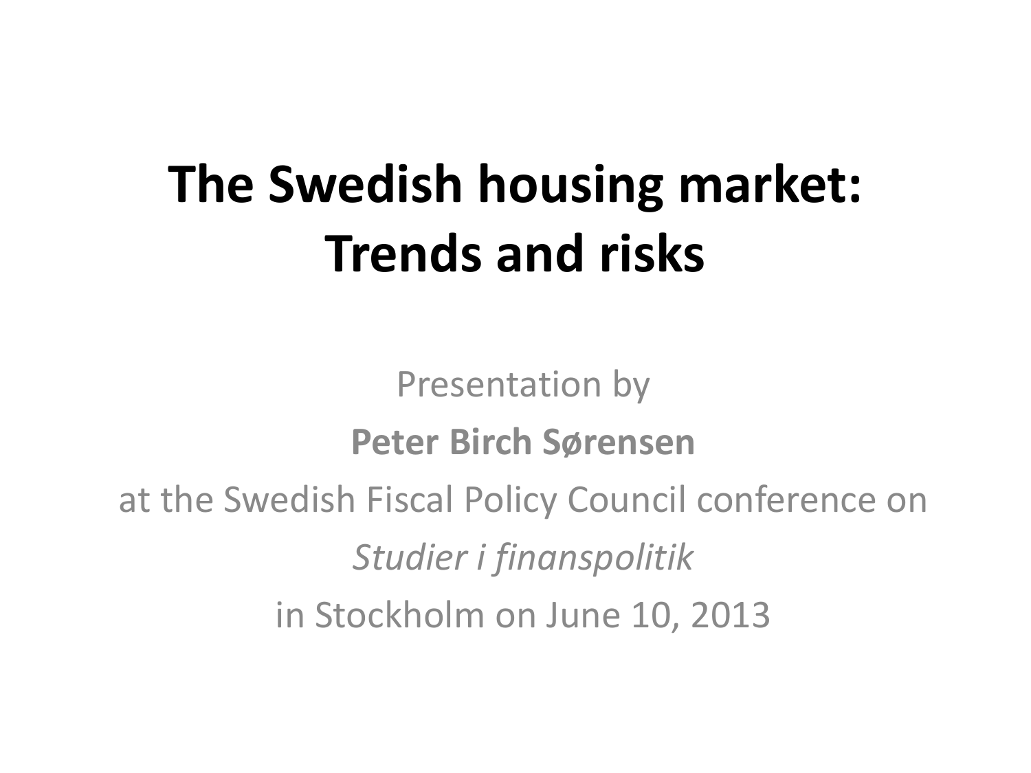# The Swedish housing market: Trends and risks

Presentation by

**Peter Birch Sørensen**

at the Swedish Fiscal Policy Council conference on

*Studier i finanspolitik*

in Stockholm on June 10, 2013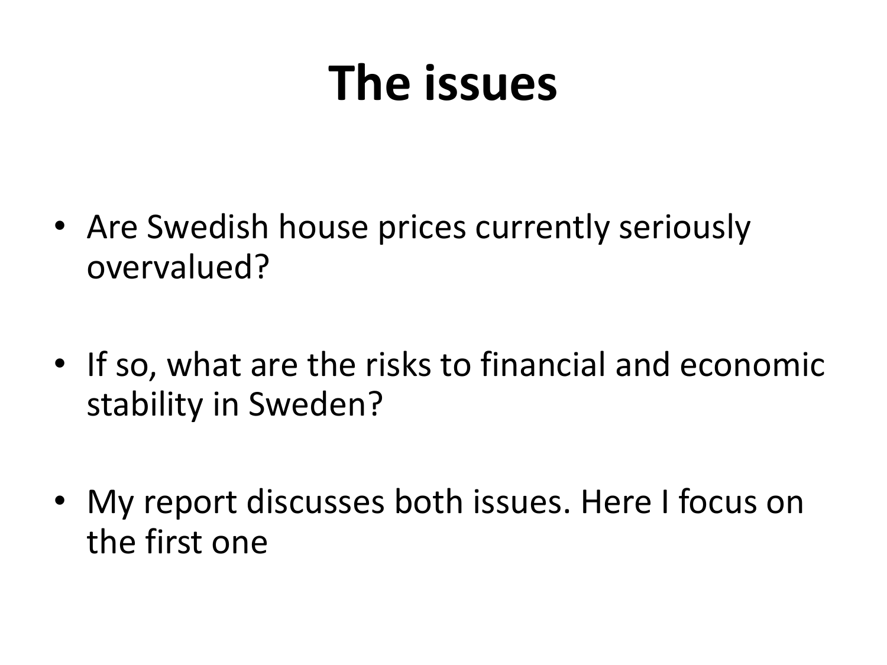# The issues

- Are Swedish house prices currently seriously overvalued?
- If so, what are the risks to financial and economic stability in Sweden?
- My report discusses both issues. Here I focus on the first one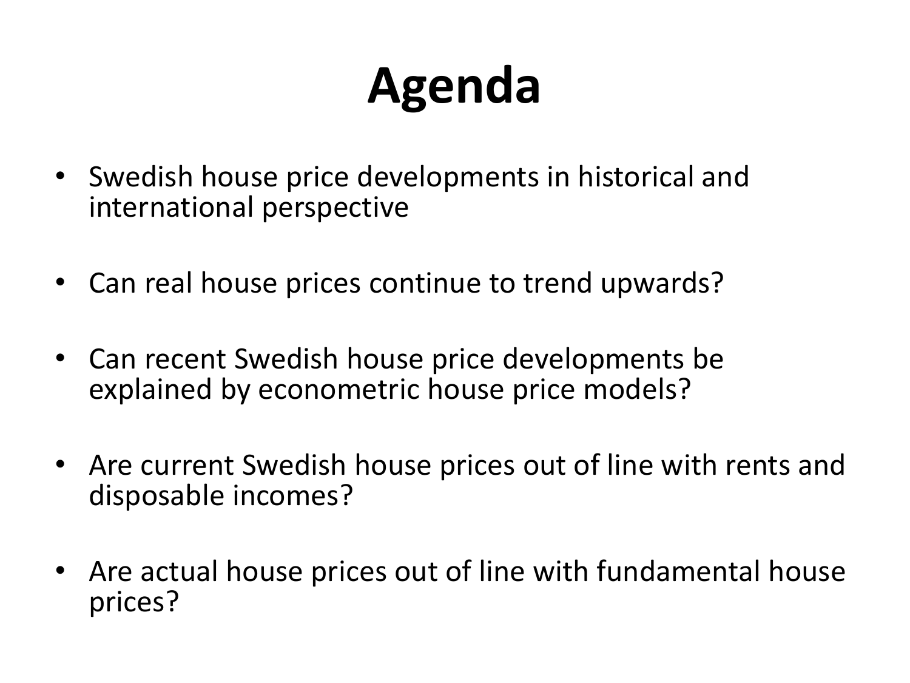# Agenda

- Swedish house price developments in historical and international perspective
- Can real house prices continue to trend upwards?
- Can recent Swedish house price developments be explained by econometric house price models?
- Are current Swedish house prices out of line with rents and disposable incomes?
- Are actual house prices out of line with fundamental house prices?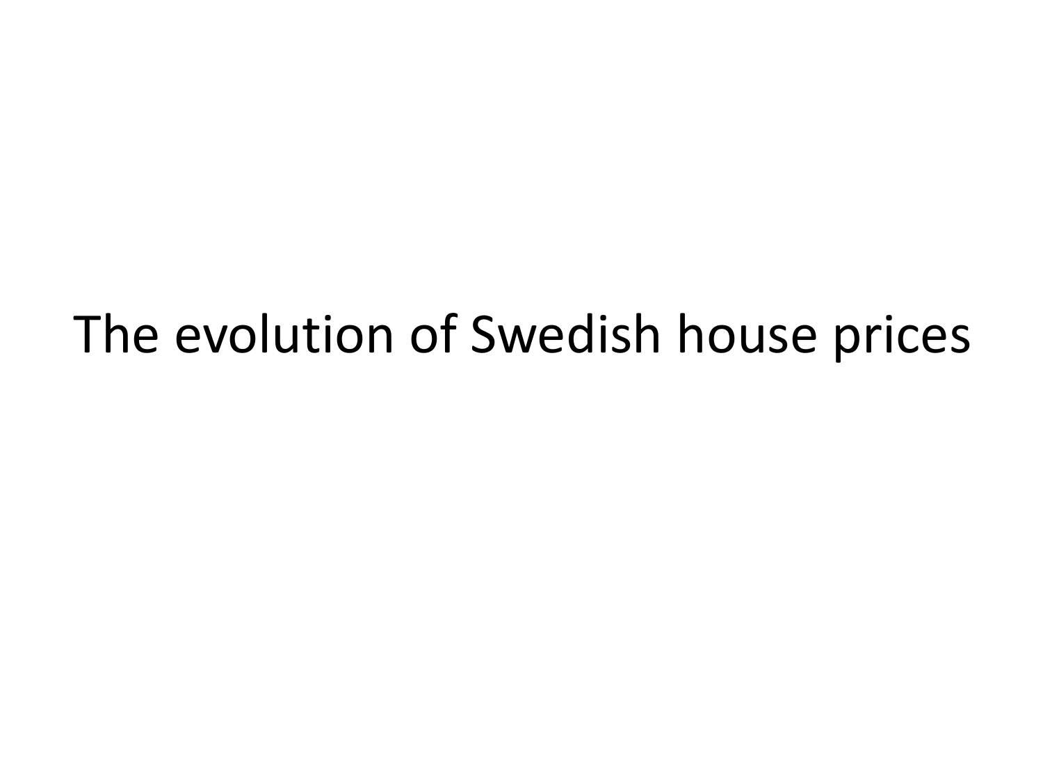# The evolution of Swedish house prices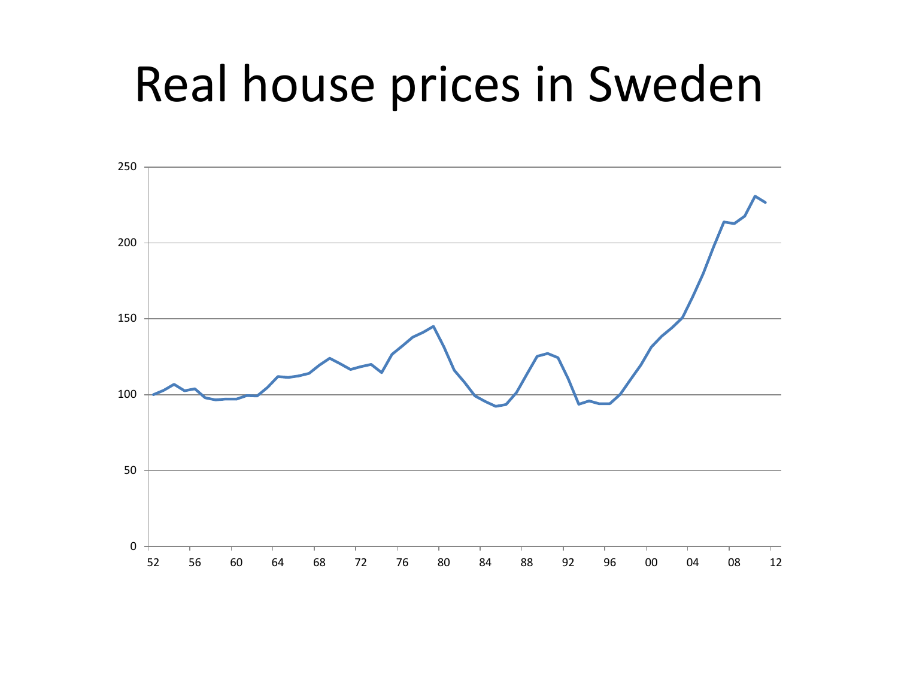# Real house prices in Sweden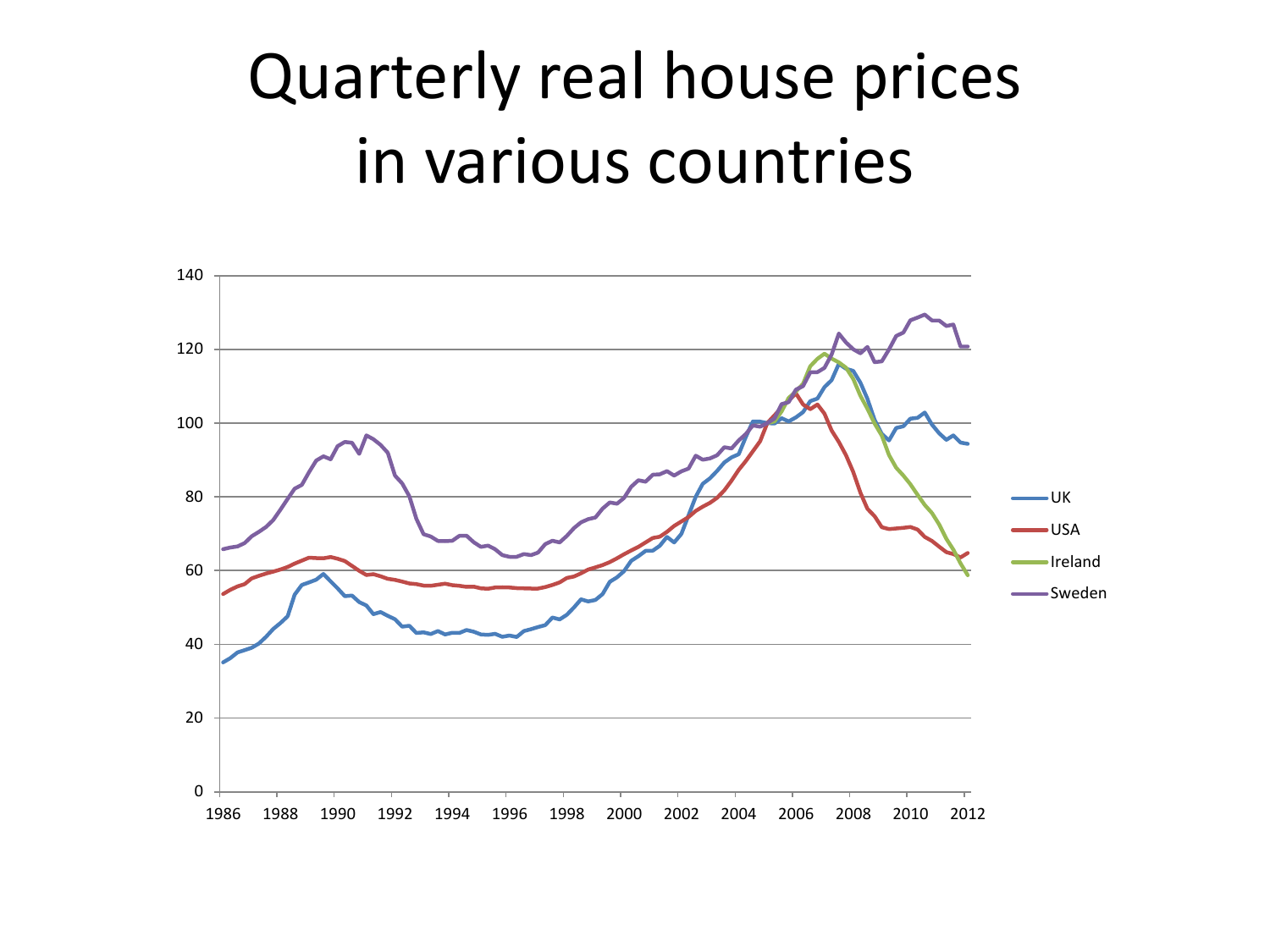# Quarterly real house prices in various countries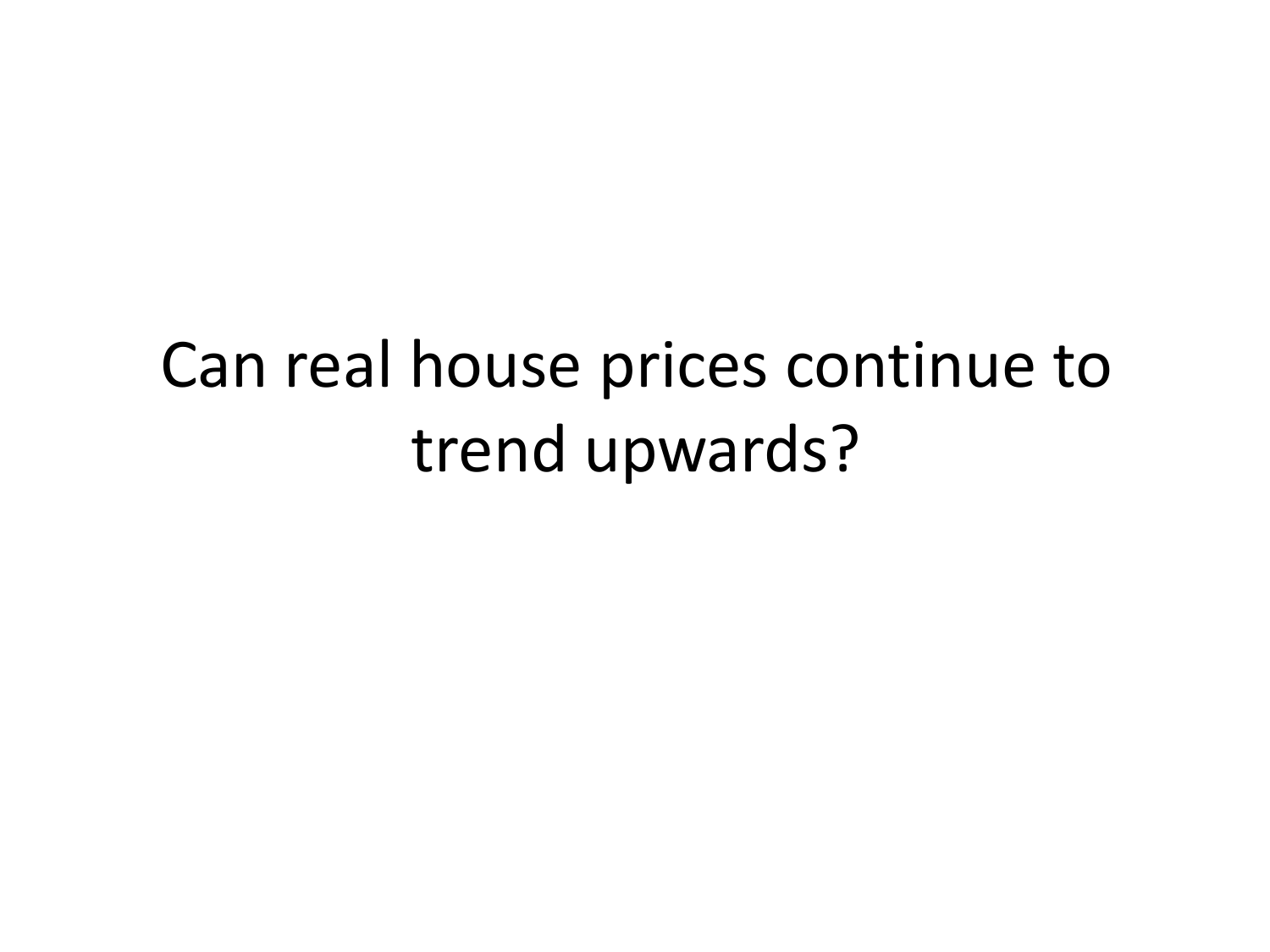# Can real house prices continue to trend upwards?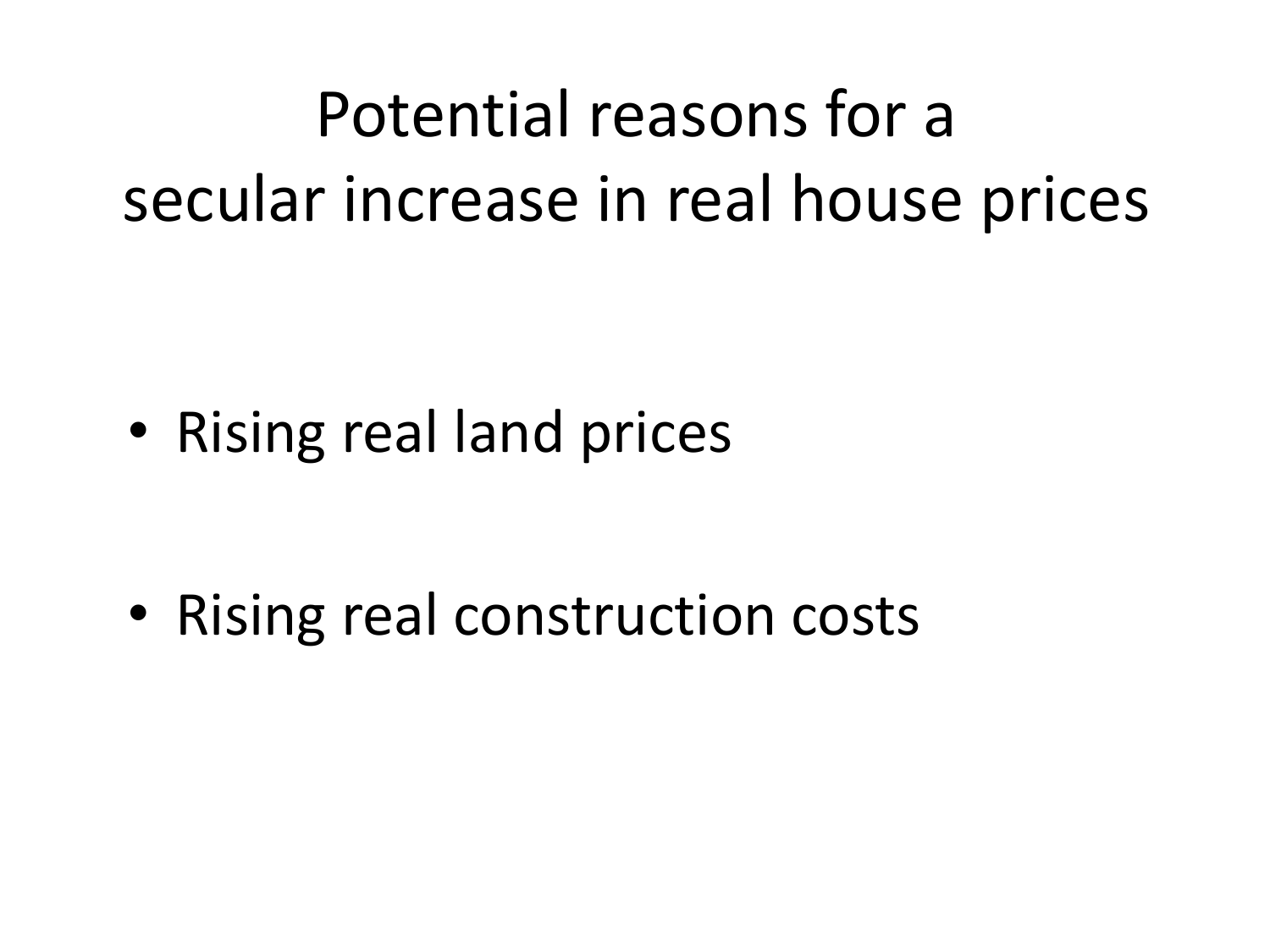# Potential reasons for a secular increase in real house prices

- Rising real land prices
- Rising real construction costs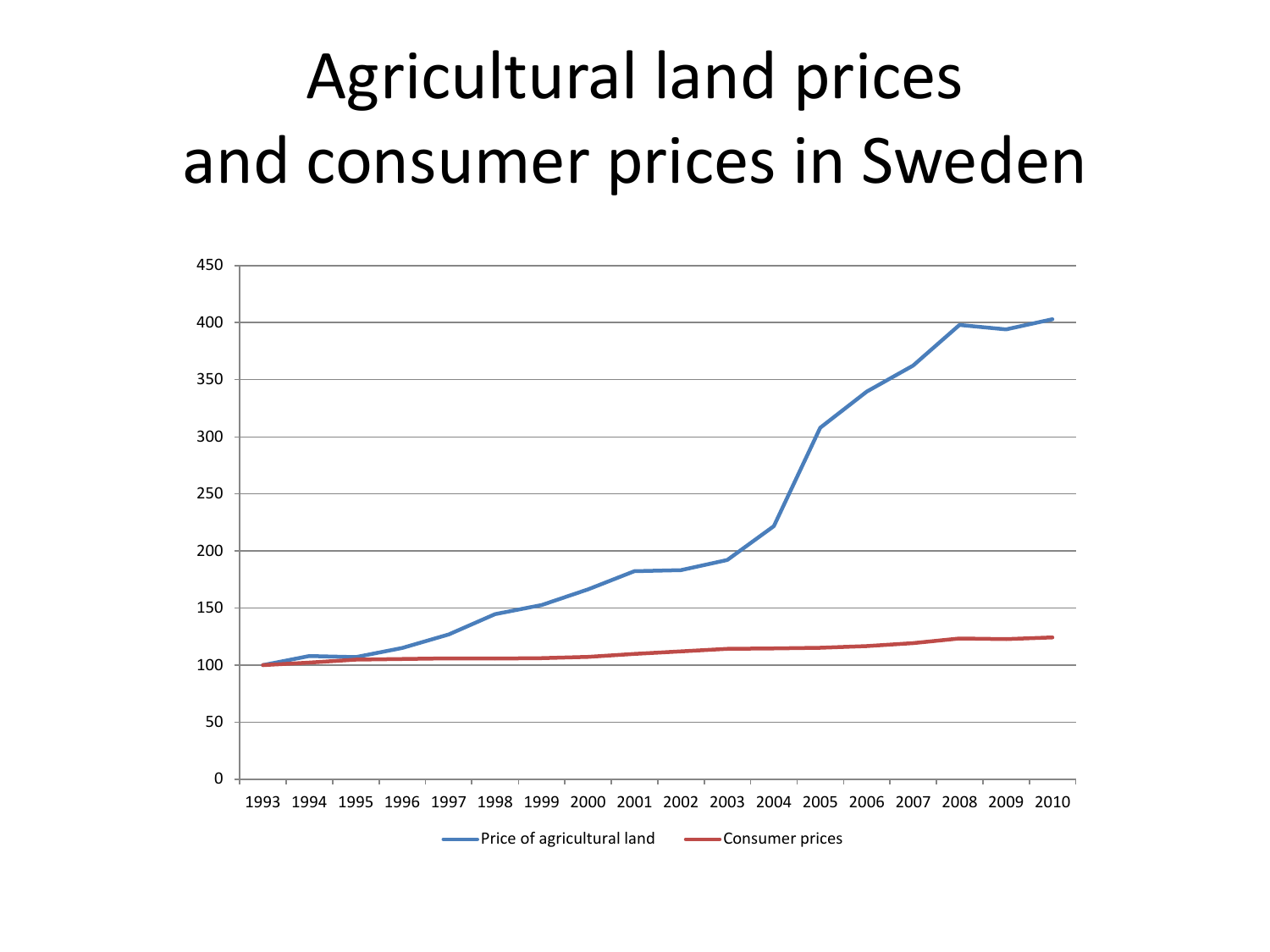# Agricultural land prices and consumer prices in Sweden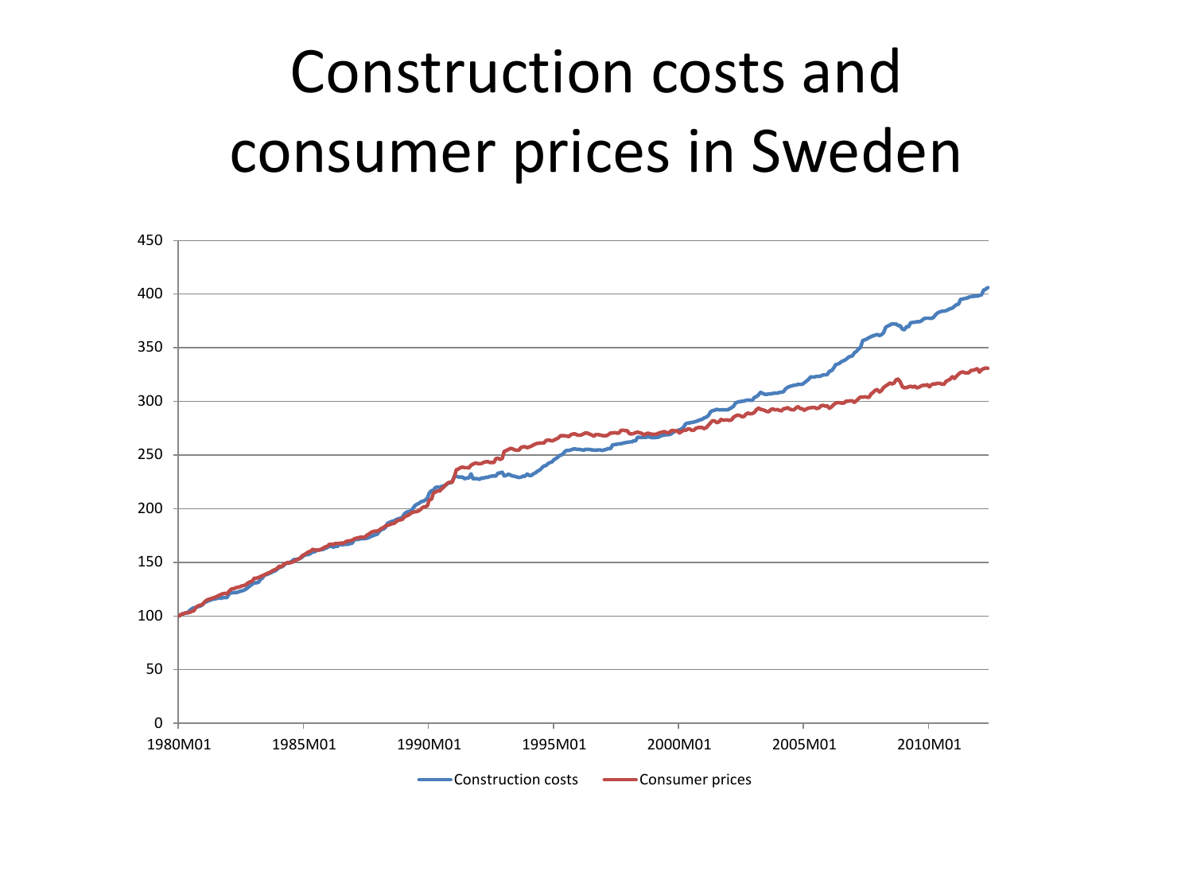# Construction costs and consumer prices in Sweden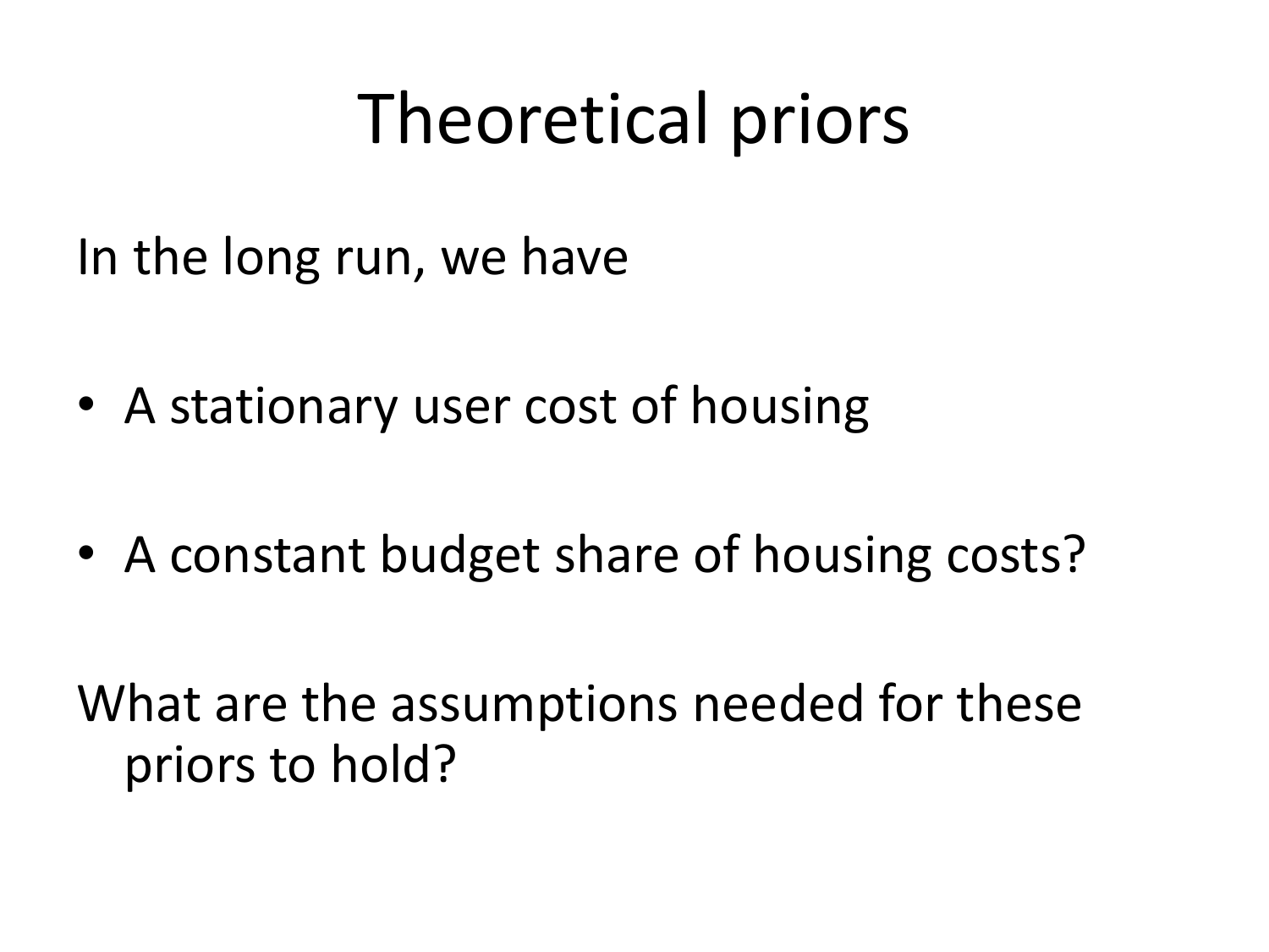# Theoretical priors

In the long run, we have

- A stationary user cost of housing
- A constant budget share of housing costs?

What are the assumptions needed for these priors to hold?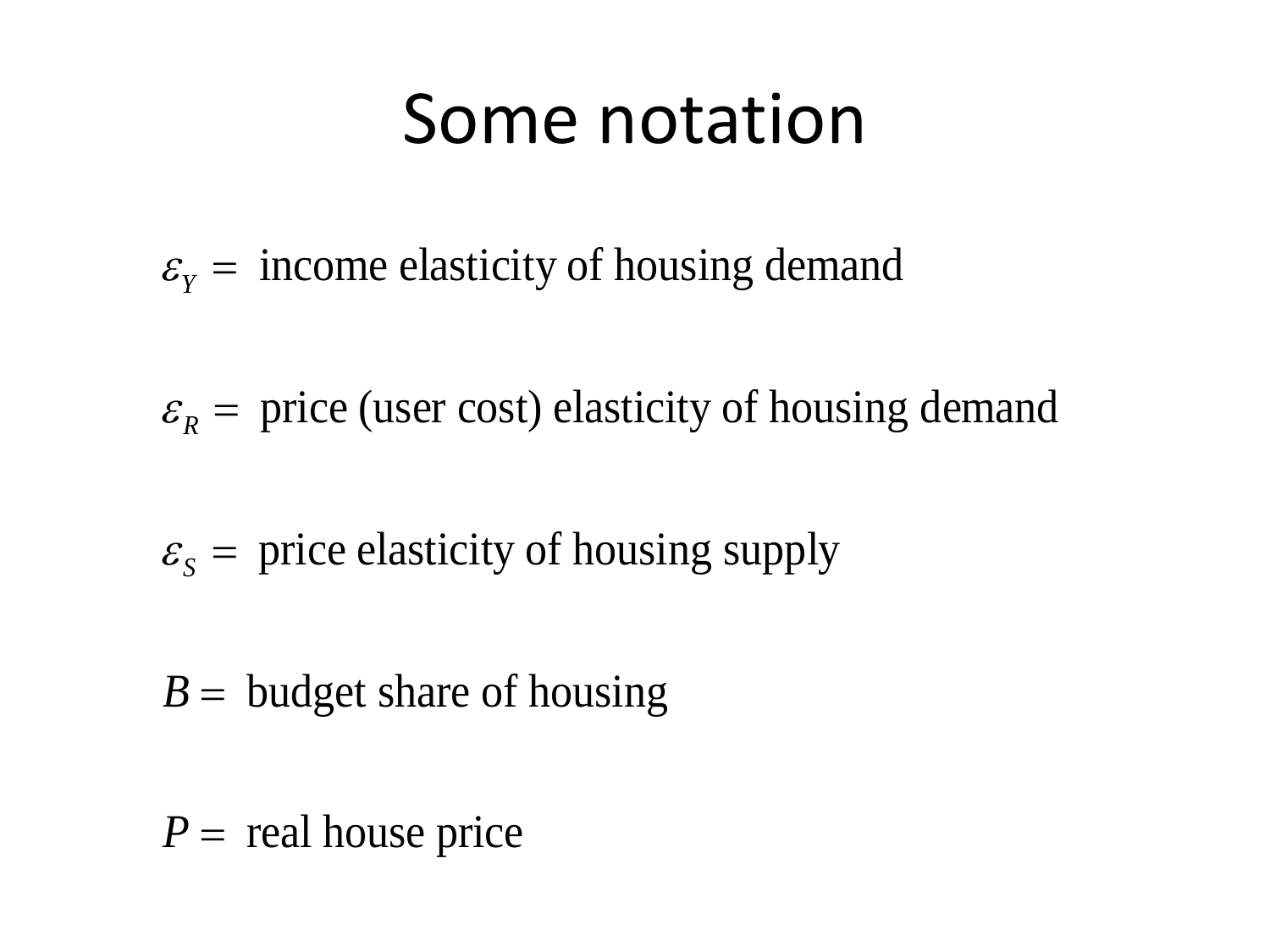# Some notation

$\varepsilon_Y =$ income elasticity of housing demand

$\varepsilon_R =$ price (user cost) elasticity of housing demand

$\varepsilon_S =$ price elasticity of housing supply

$B =$ budget share of housing

$P =$ real house price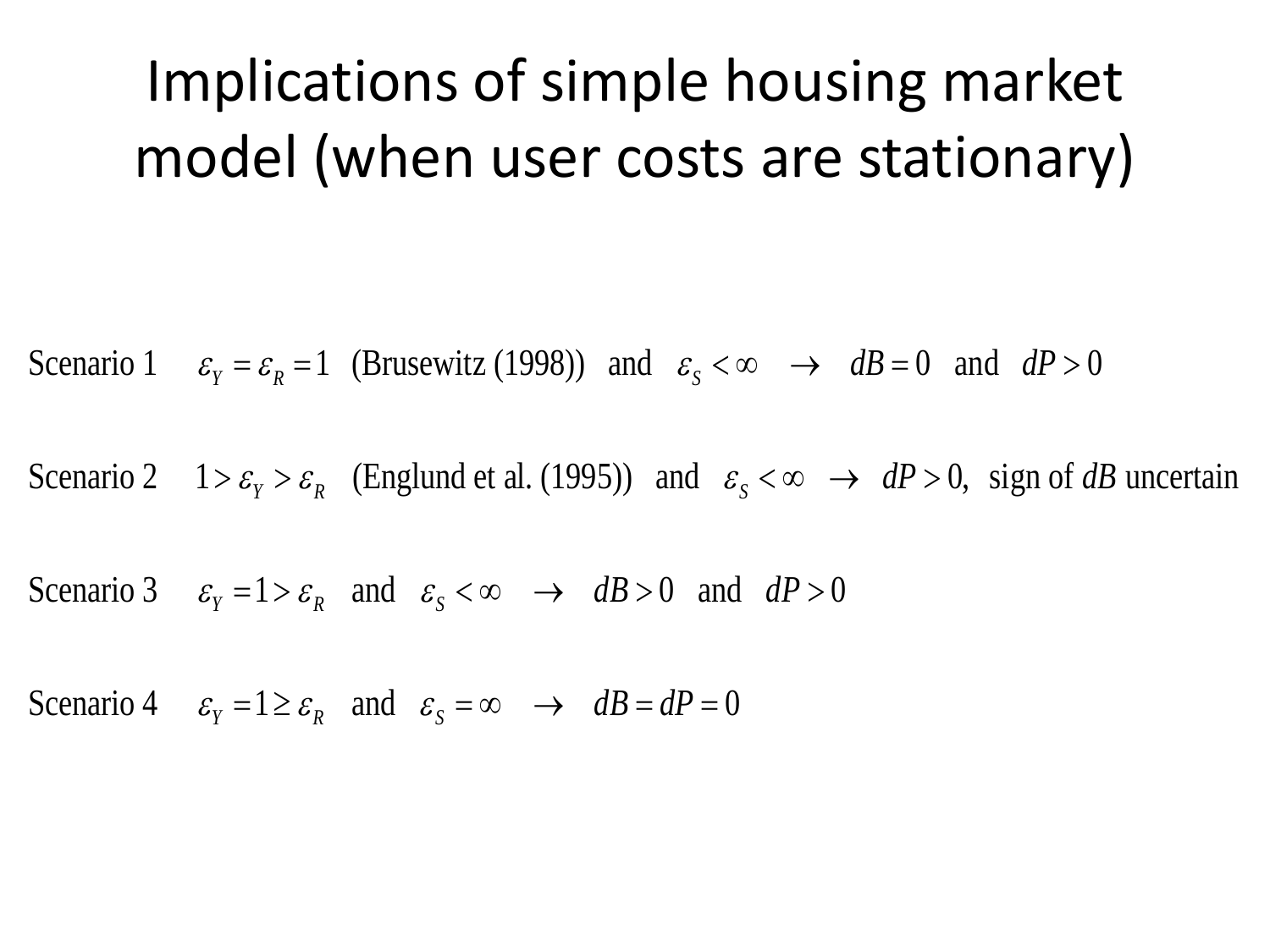# Implications of simple housing market model (when user costs are stationary)

Scenario 1 $\varepsilon_Y = \varepsilon_R = 1$ (Brusewitz (1998)) and $\varepsilon_S < \infty$ $\rightarrow$ $dB = 0$ and $dP > 0$

Scenario 2 $1 > \varepsilon_Y > \varepsilon_R$ (Englund et al. (1995)) and $\varepsilon_S < \infty$ $\rightarrow$ $dP > 0$, sign of $dB$ uncertain

Scenario 3 $\varepsilon_Y = 1 > \varepsilon_R$ and $\varepsilon_S < \infty$ $\rightarrow$ $dB > 0$ and $dP > 0$

Scenario 4 $\varepsilon_Y = 1 \geq \varepsilon_R$ and $\varepsilon_S = \infty$ $\rightarrow$ $dB = dP = 0$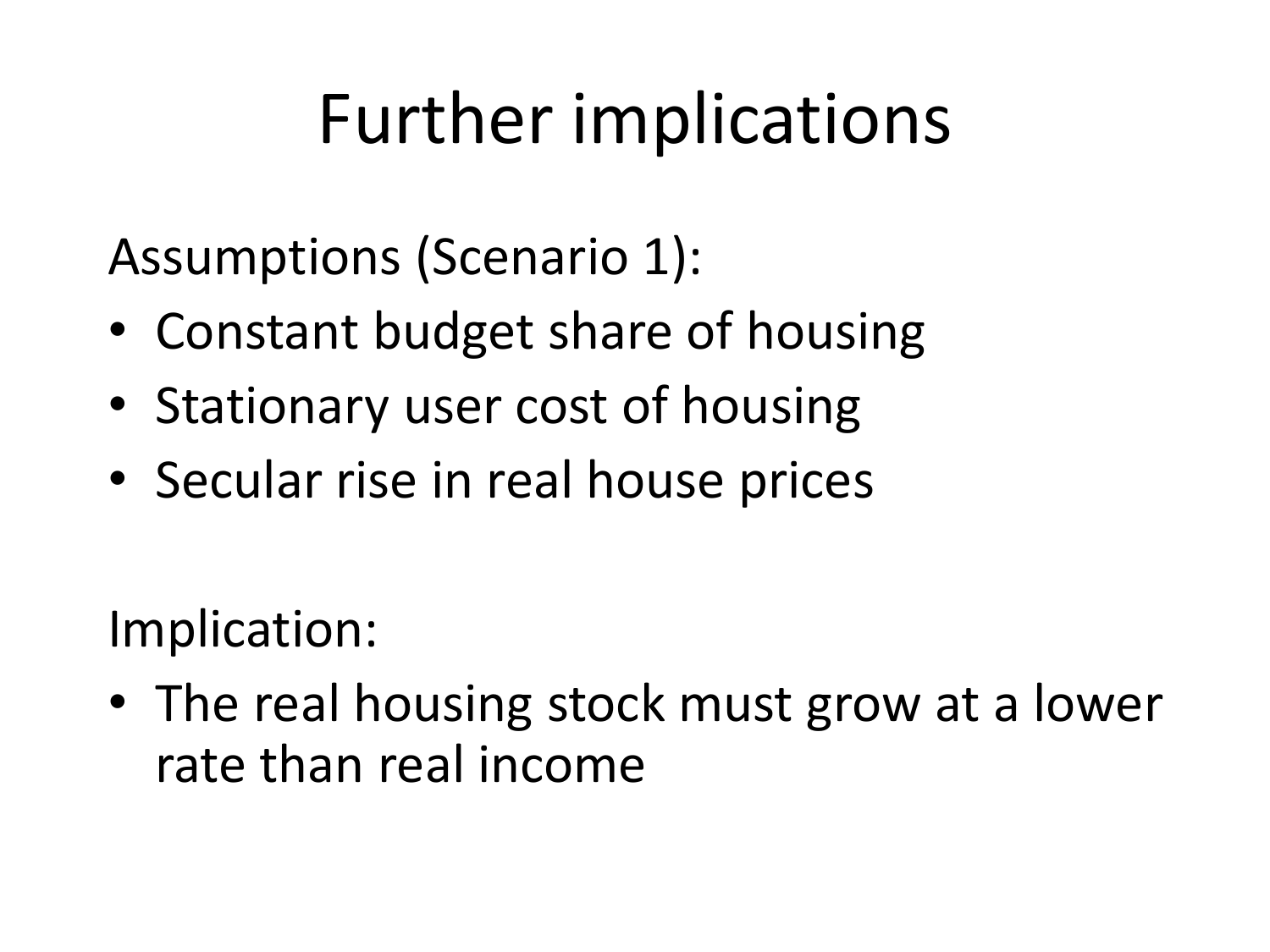# Further implications

Assumptions (Scenario 1):

- Constant budget share of housing
- Stationary user cost of housing
- Secular rise in real house prices

Implication:

- The real housing stock must grow at a lower rate than real income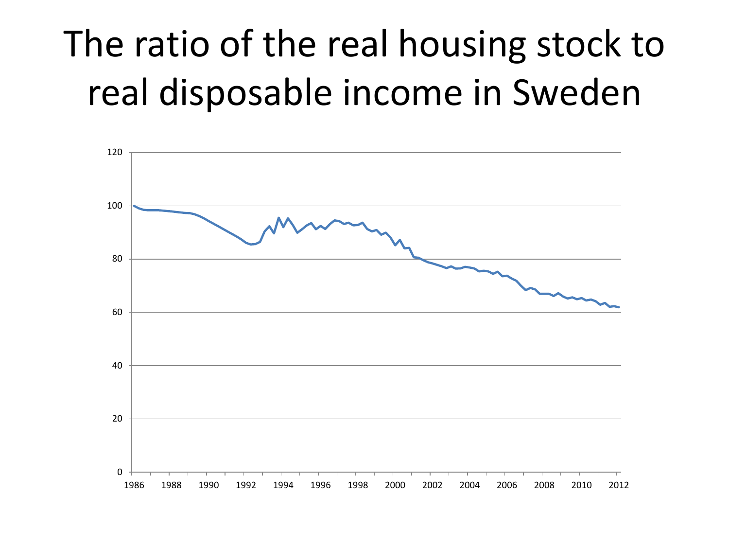# The ratio of the real housing stock to real disposable income in Sweden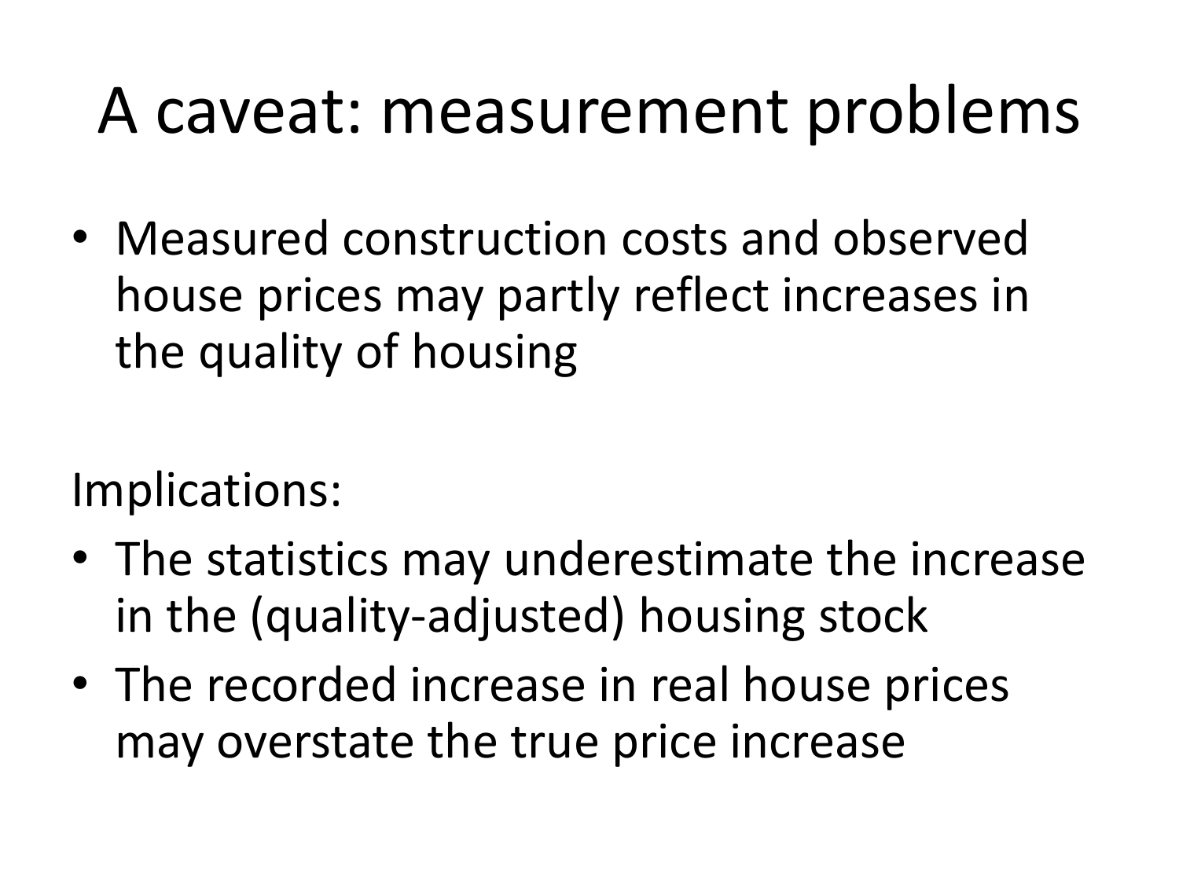# A caveat: measurement problems

- Measured construction costs and observed house prices may partly reflect increases in the quality of housing

Implications:

- The statistics may underestimate the increase in the (quality-adjusted) housing stock
- The recorded increase in real house prices may overstate the true price increase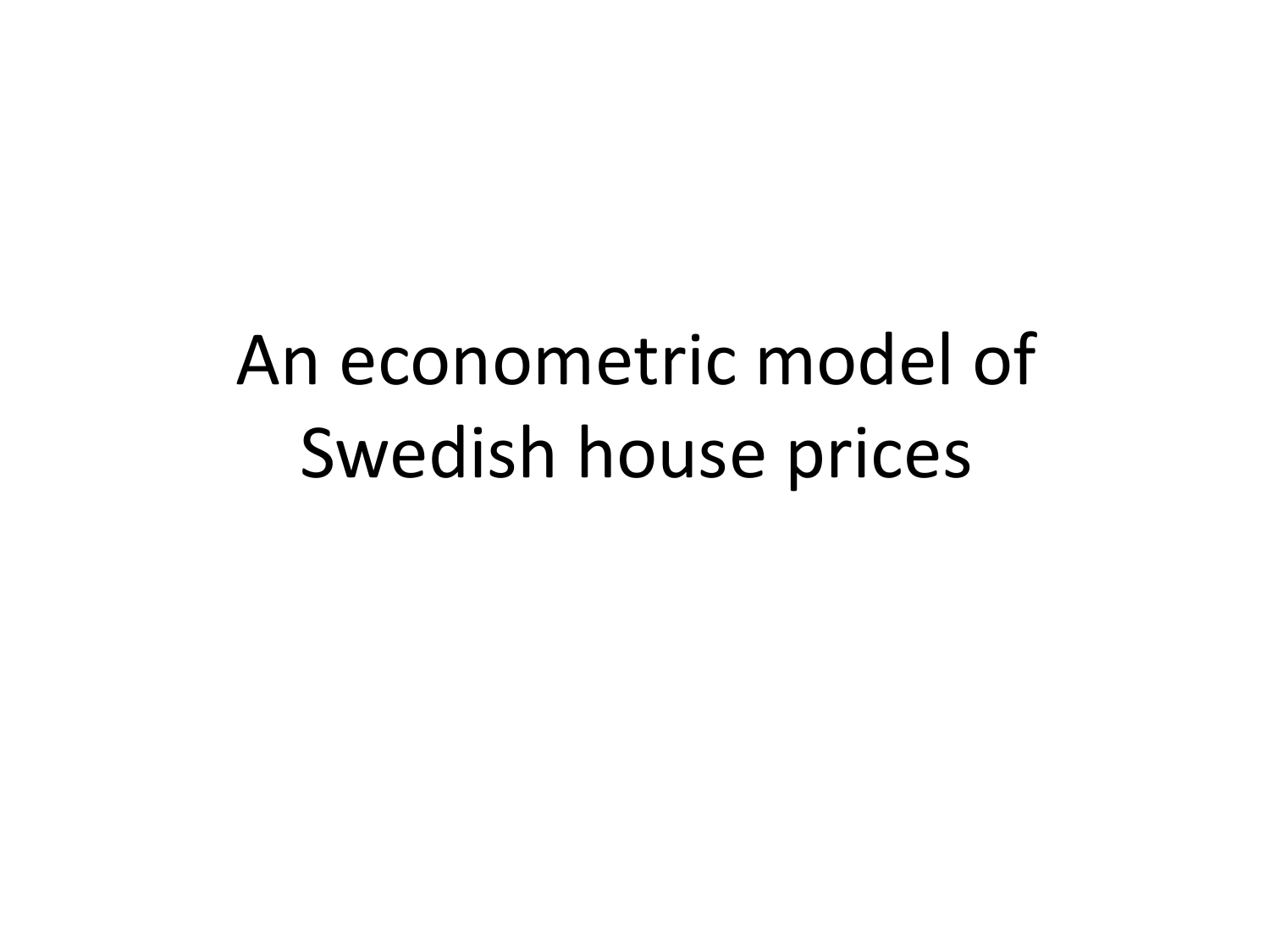# An econometric model of Swedish house prices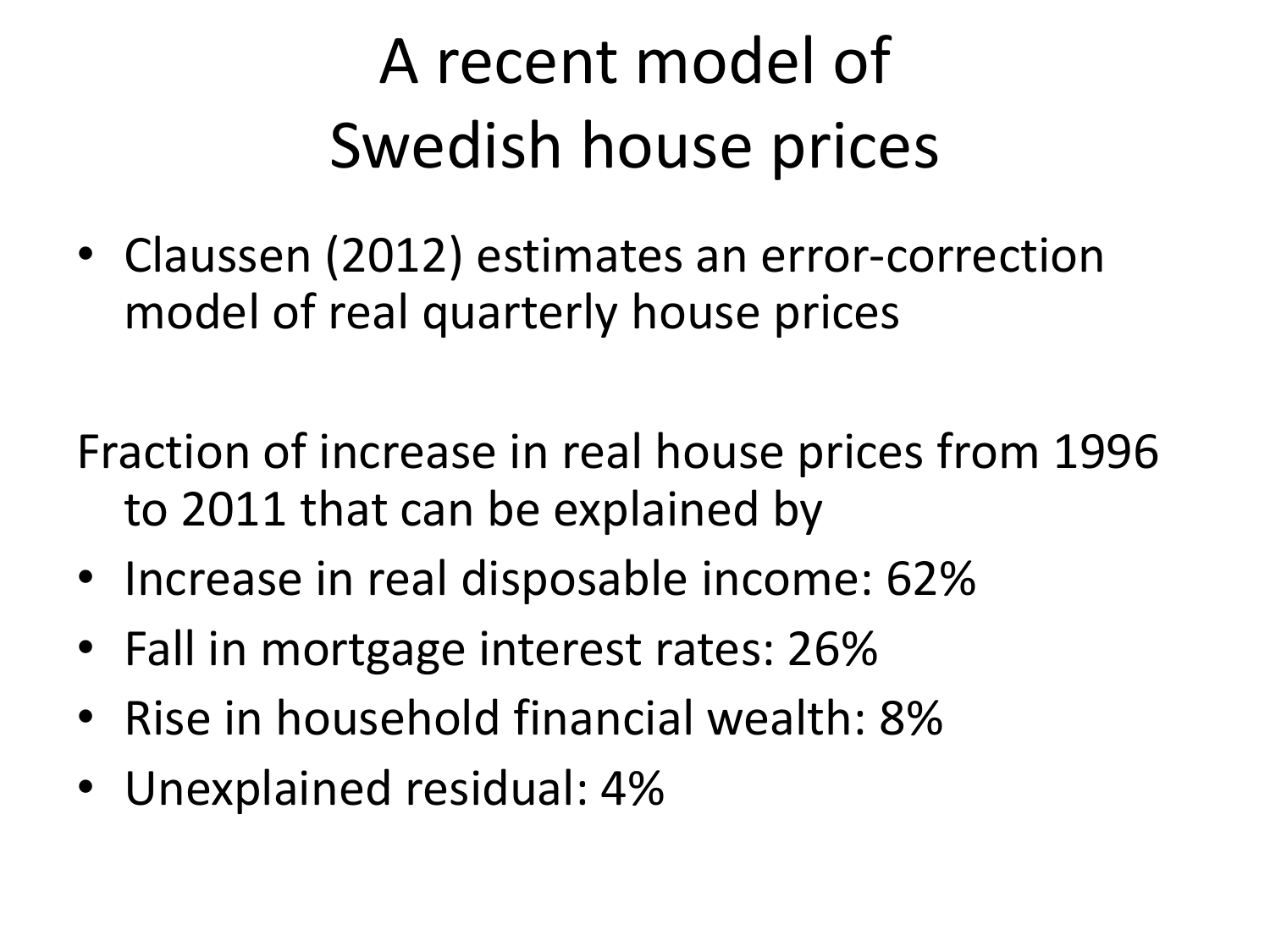# A recent model of Swedish house prices

- Claussen (2012) estimates an error-correction model of real quarterly house prices

Fraction of increase in real house prices from 1996 to 2011 that can be explained by

- Increase in real disposable income: 62%
- Fall in mortgage interest rates: 26%
- Rise in household financial wealth: 8%
- Unexplained residual: 4%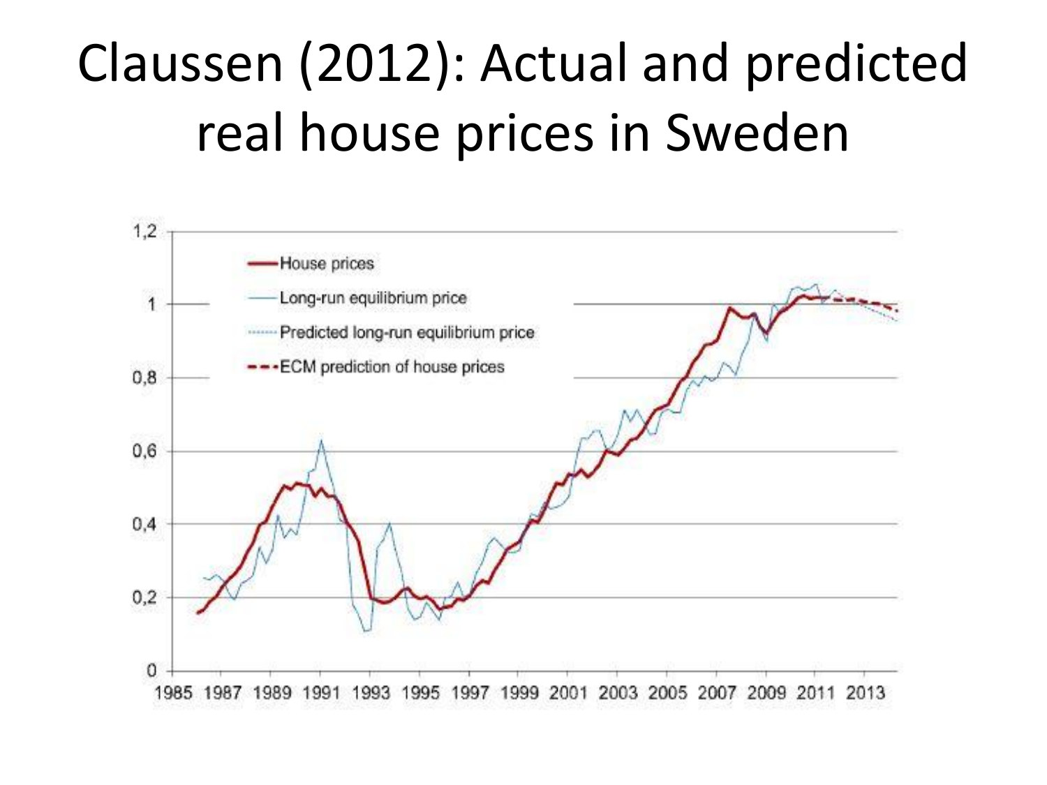# Claussen (2012): Actual and predicted real house prices in Sweden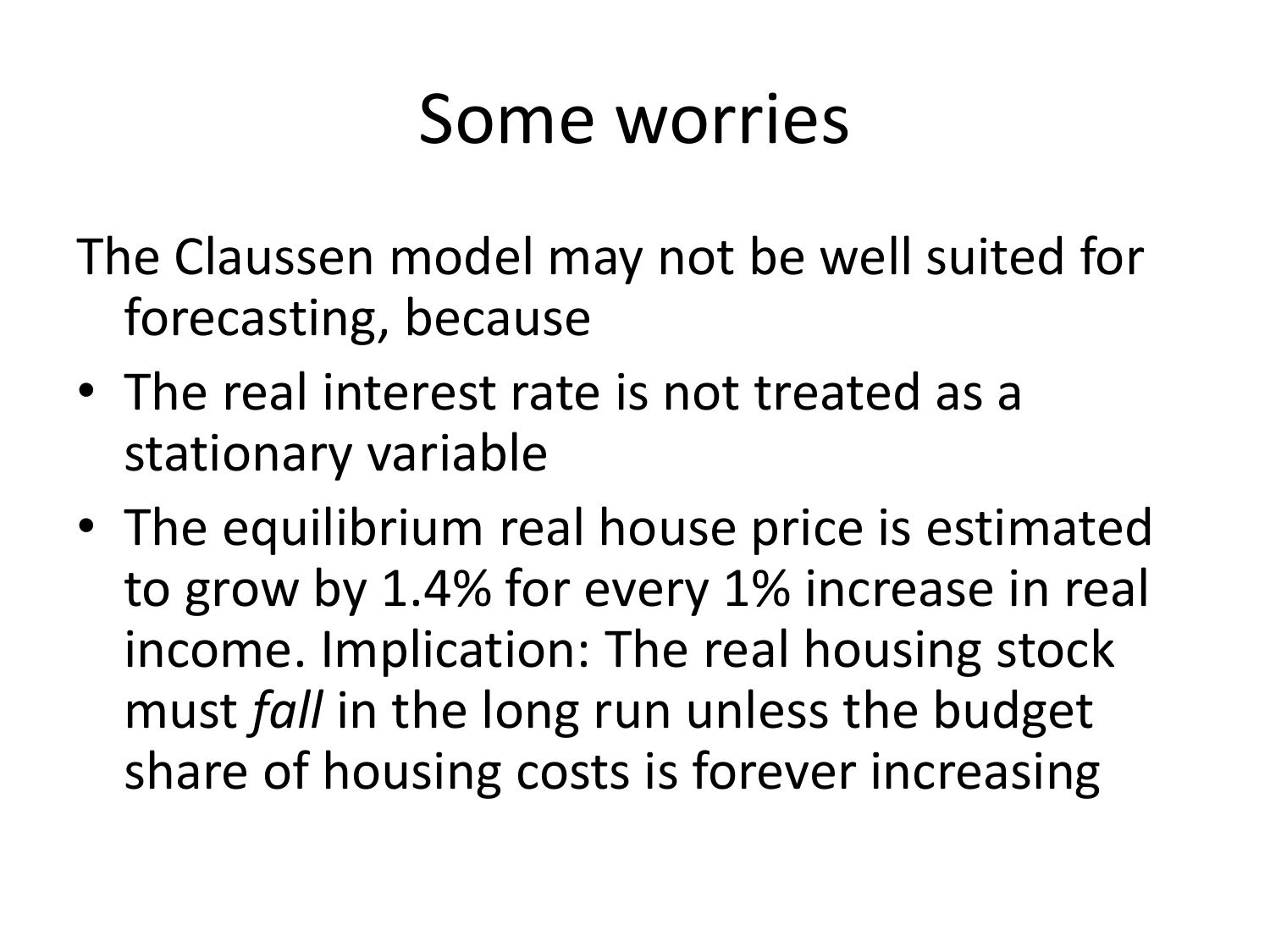# Some worries

The Claussen model may not be well suited for forecasting, because

- The real interest rate is not treated as a stationary variable
- The equilibrium real house price is estimated to grow by 1.4% for every 1% increase in real income. Implication: The real housing stock must *fall* in the long run unless the budget share of housing costs is forever increasing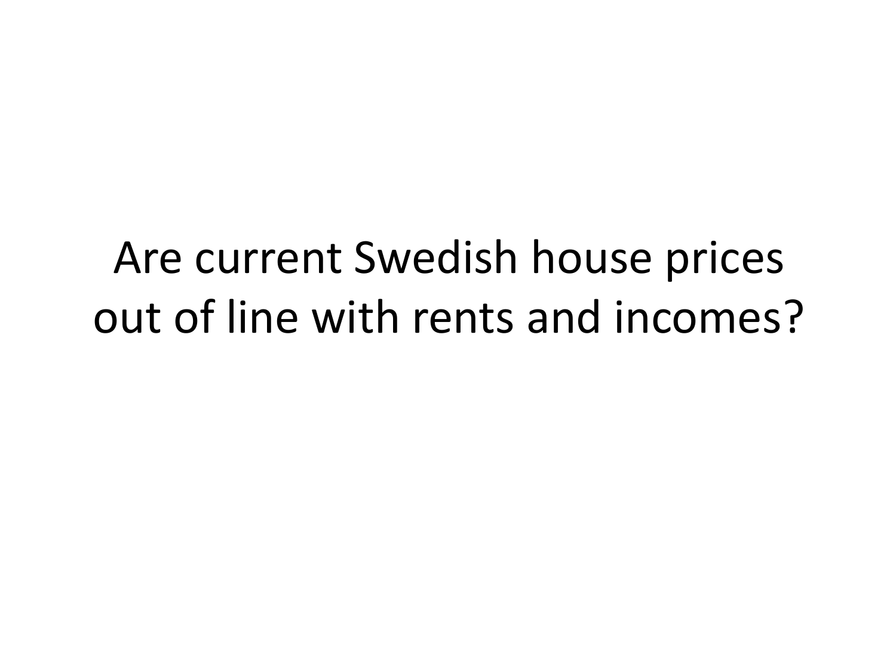# Are current Swedish house prices out of line with rents and incomes?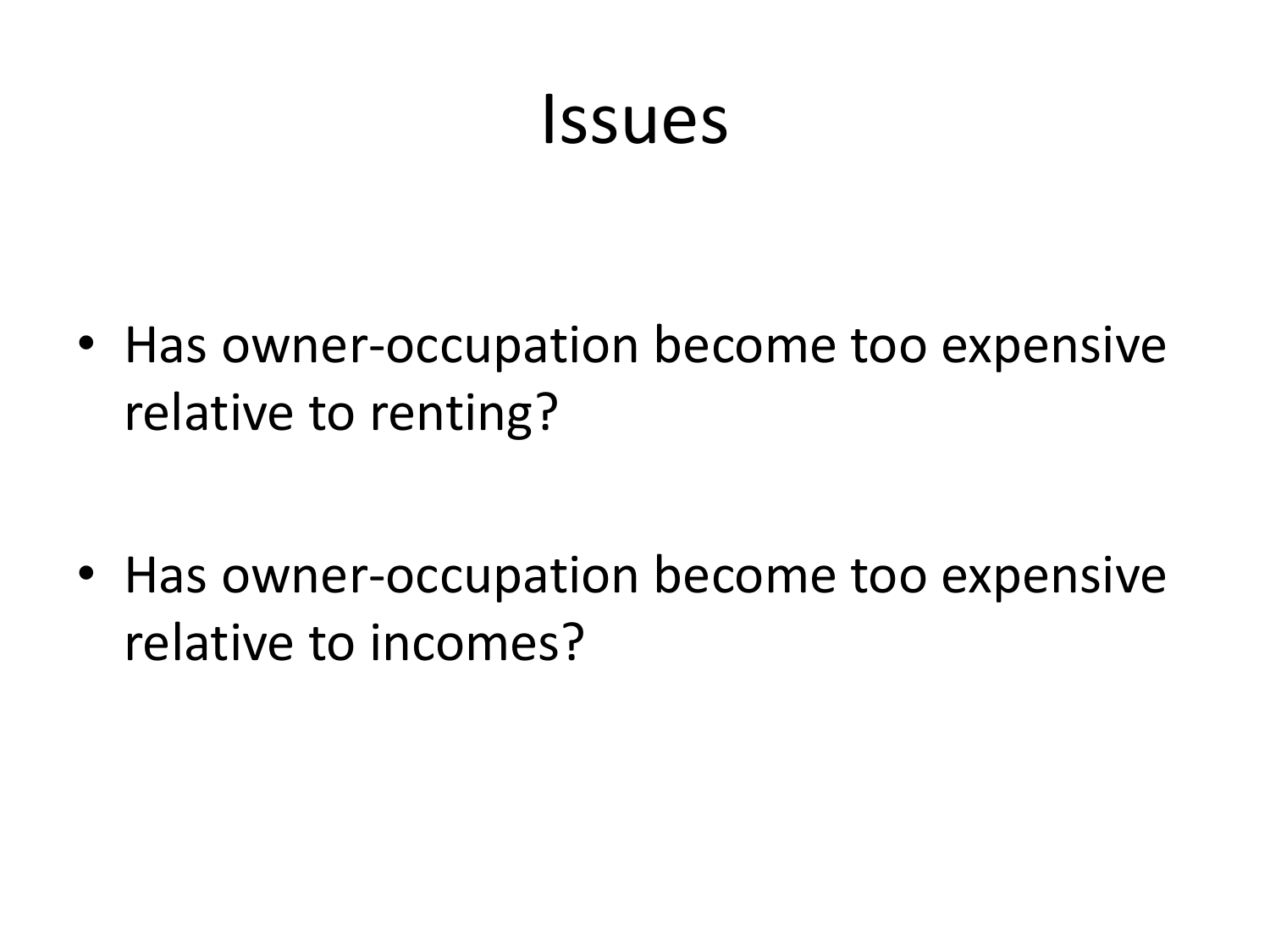# Issues

- Has owner-occupation become too expensive relative to renting?

- Has owner-occupation become too expensive relative to incomes?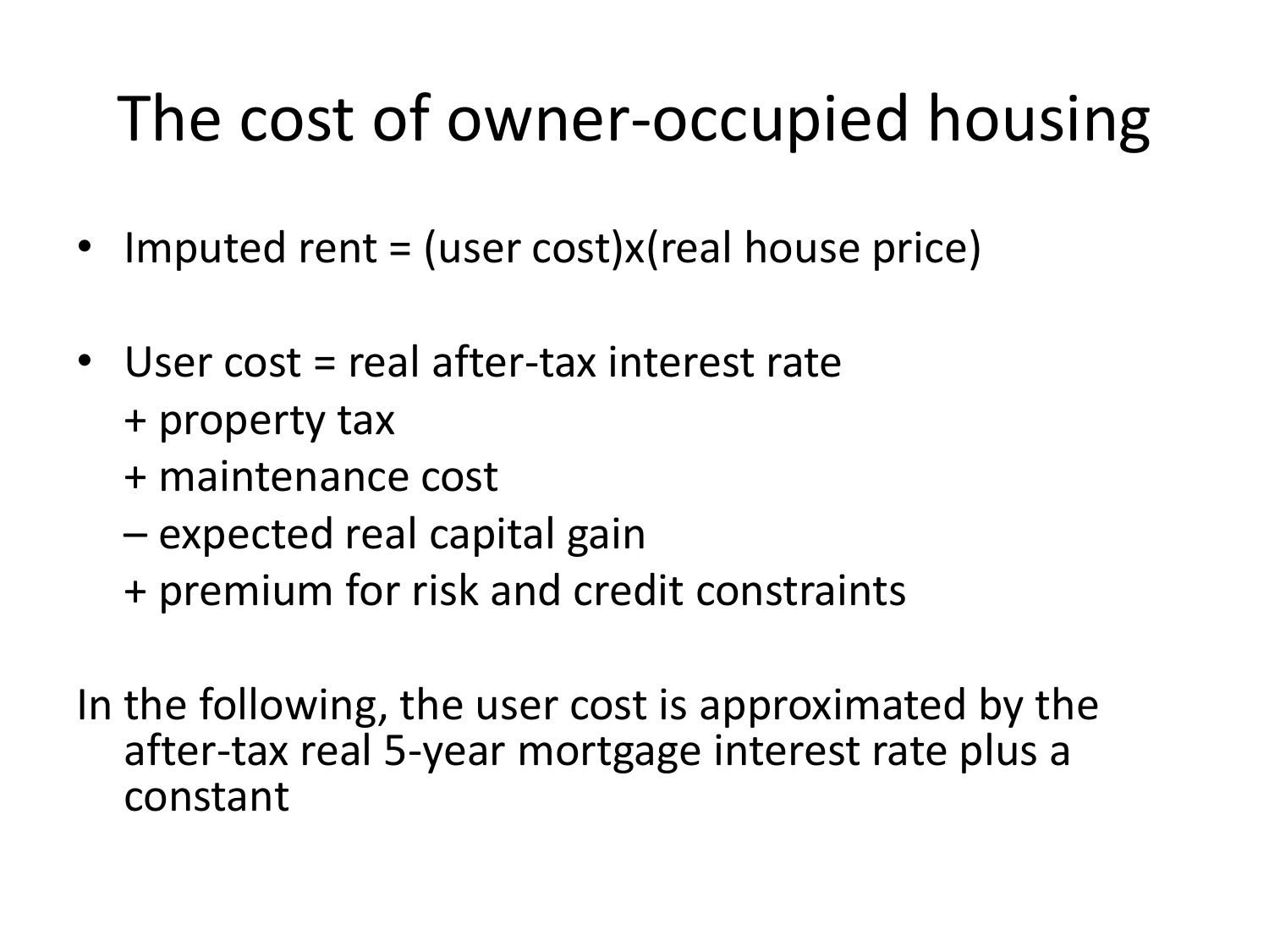# The cost of owner-occupied housing

- Imputed rent = (user cost)x(real house price)
- User cost = real after-tax interest rate
  + property tax
  + maintenance cost
  – expected real capital gain
  + premium for risk and credit constraints

In the following, the user cost is approximated by the after-tax real 5-year mortgage interest rate plus a constant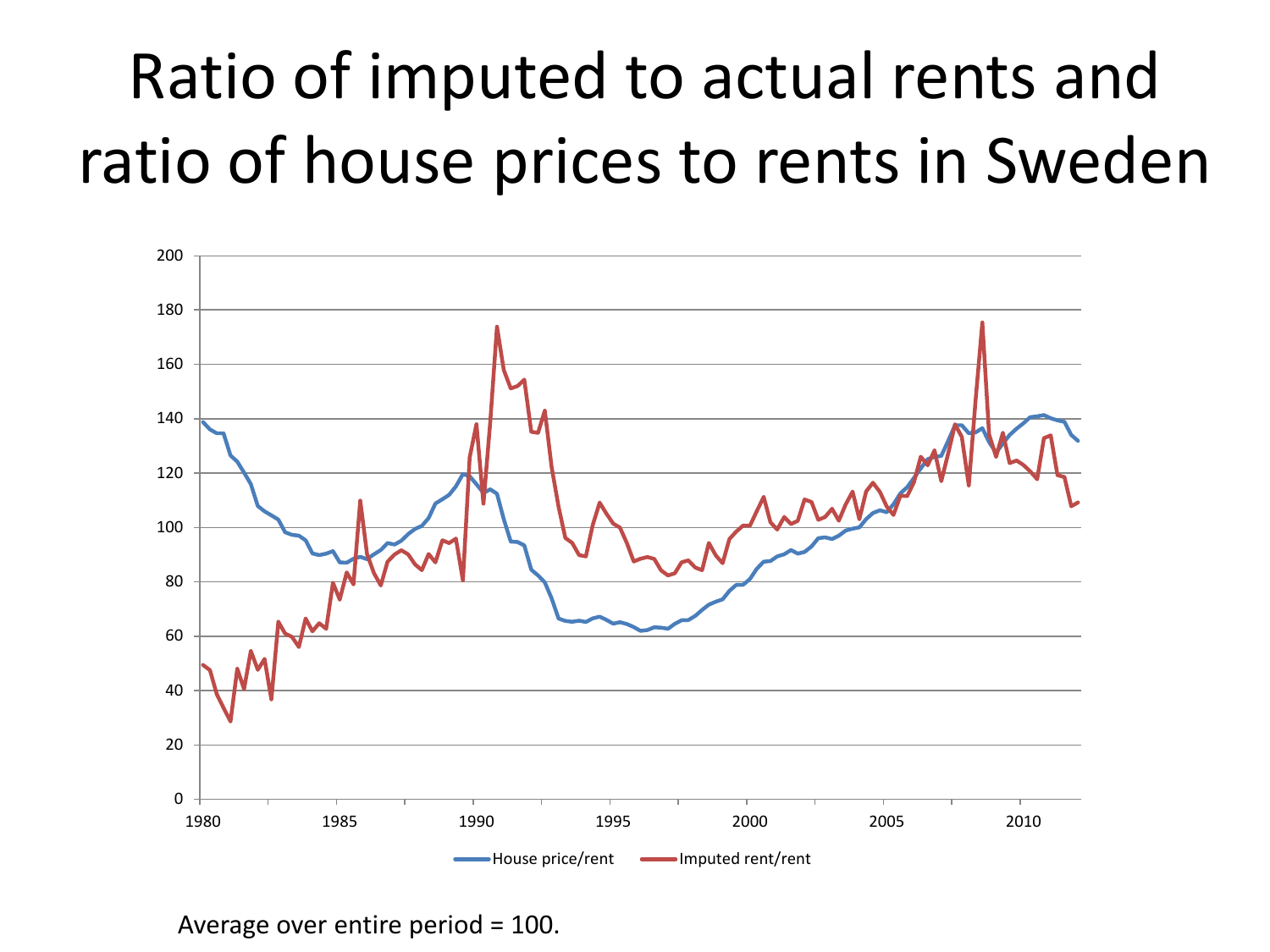# Ratio of imputed to actual rents and ratio of house prices to rents in Sweden

Average over entire period = 100.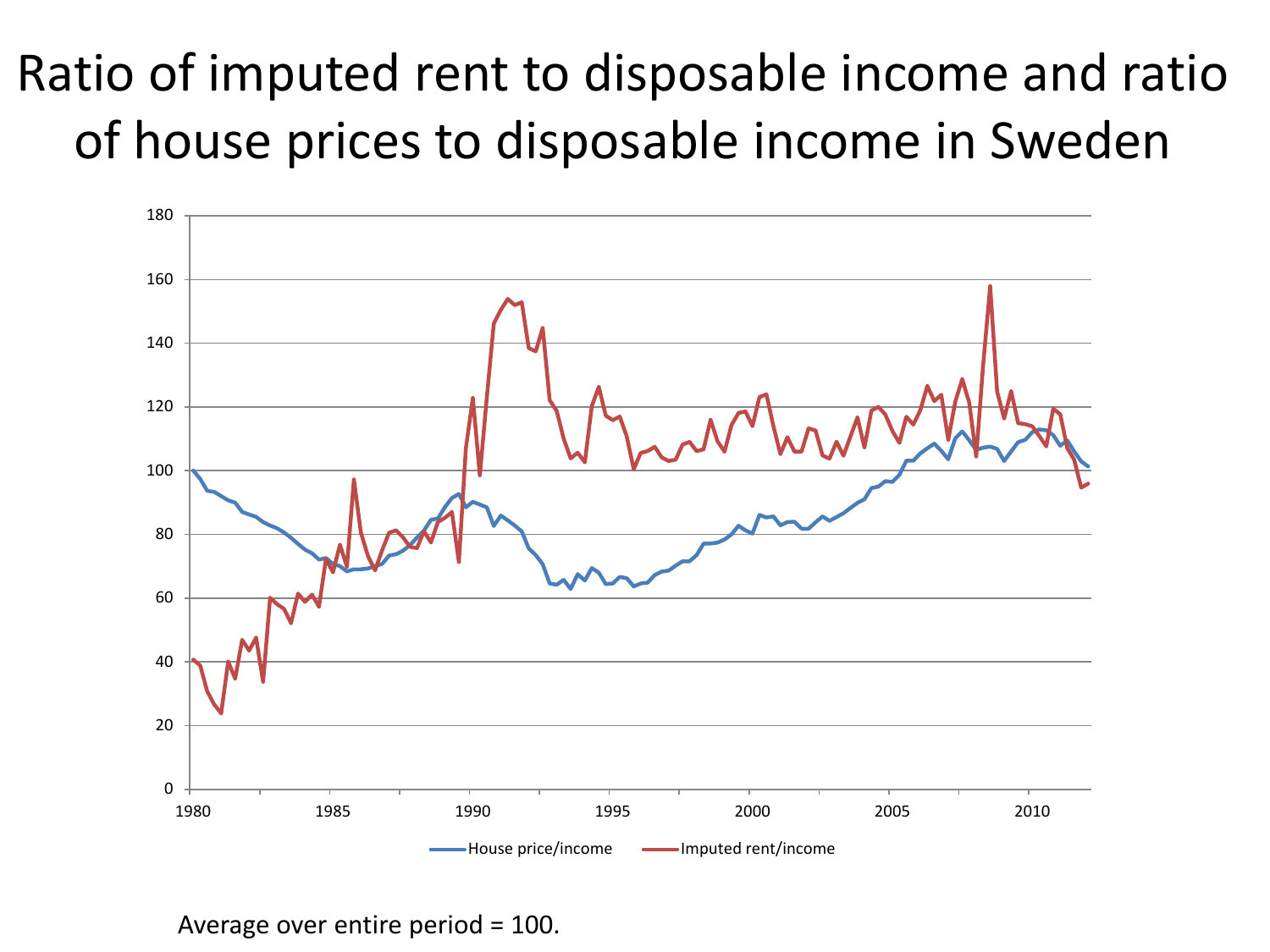# Ratio of imputed rent to disposable income and ratio of house prices to disposable income in Sweden

Average over entire period = 100.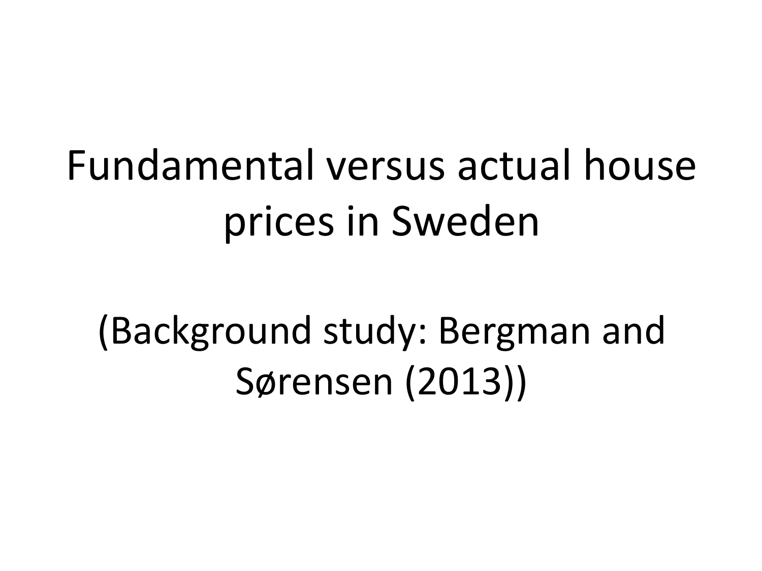# Fundamental versus actual house prices in Sweden

(Background study: Bergman and Sørensen (2013))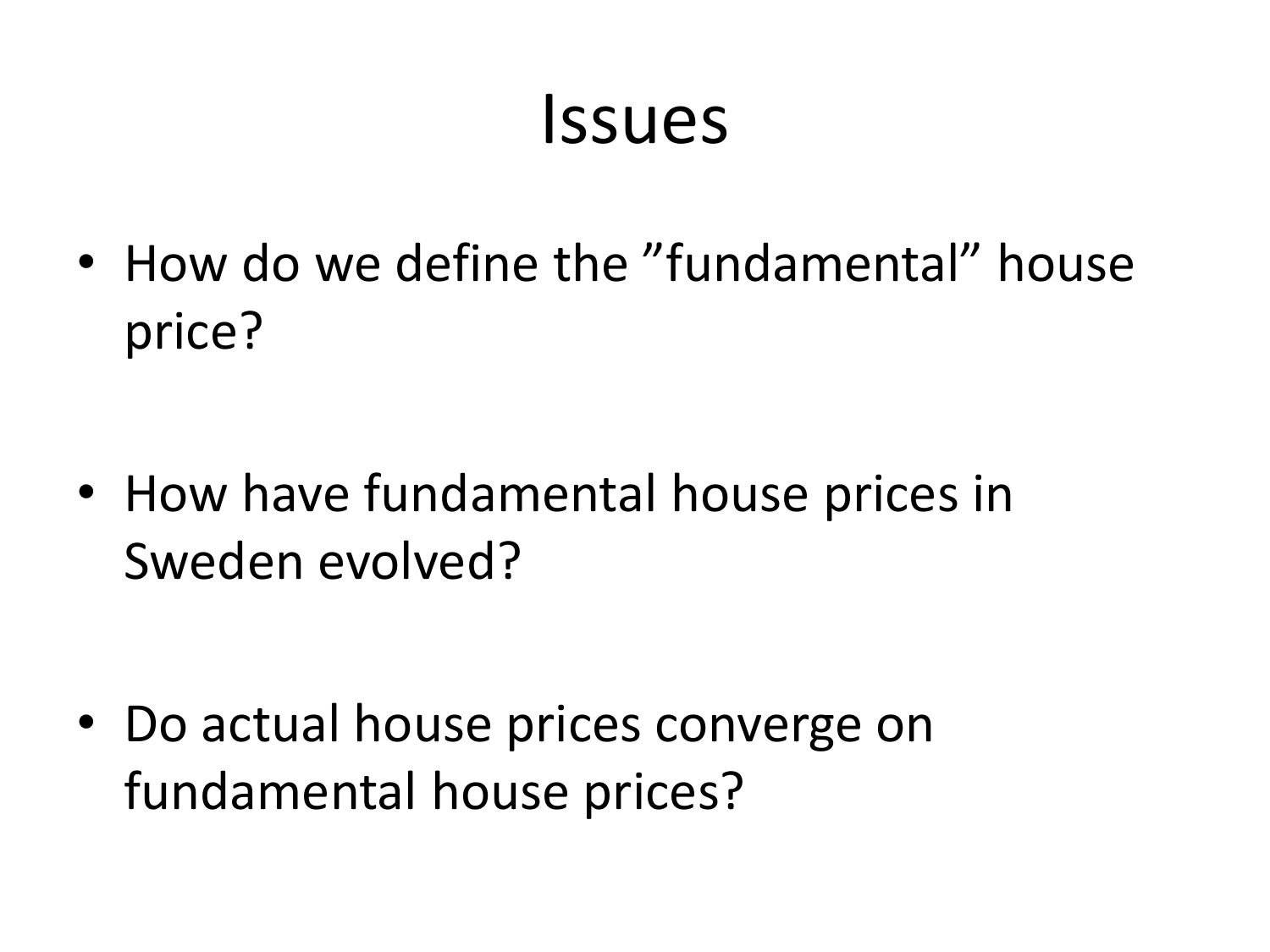# Issues

- How do we define the ”fundamental” house price?
- How have fundamental house prices in Sweden evolved?
- Do actual house prices converge on fundamental house prices?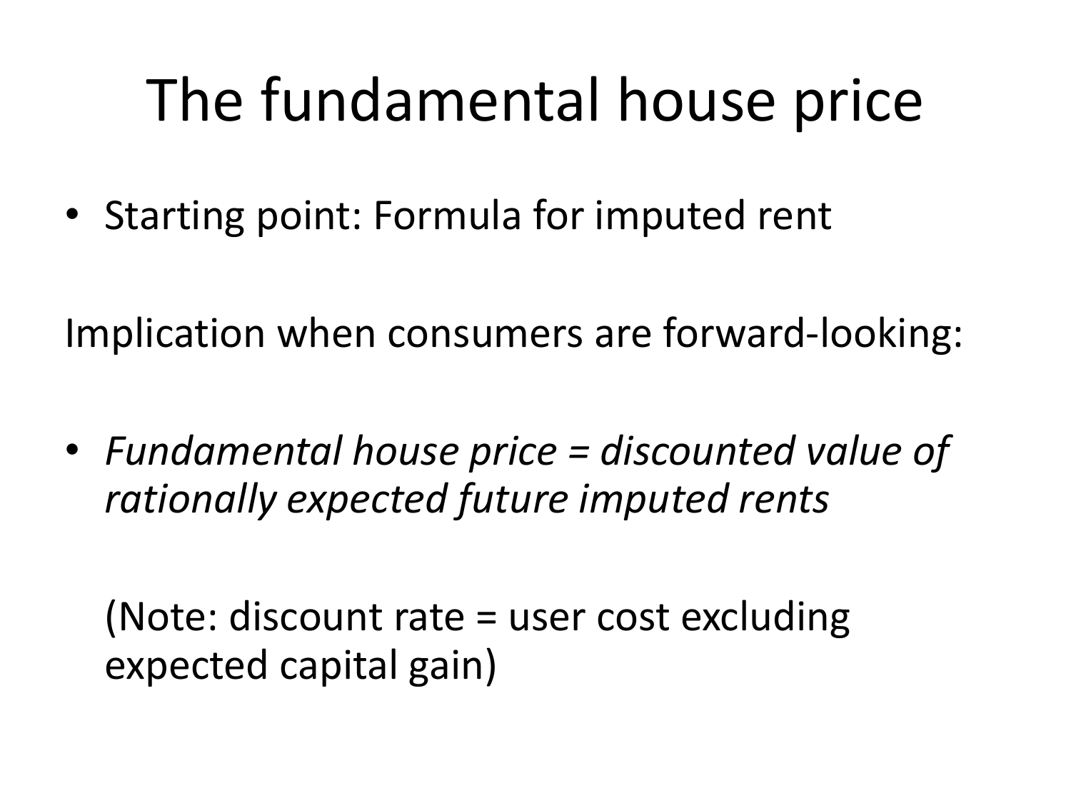# The fundamental house price

- Starting point: Formula for imputed rent

Implication when consumers are forward-looking:

- *Fundamental house price = discounted value of rationally expected future imputed rents*

  (Note: discount rate = user cost excluding expected capital gain)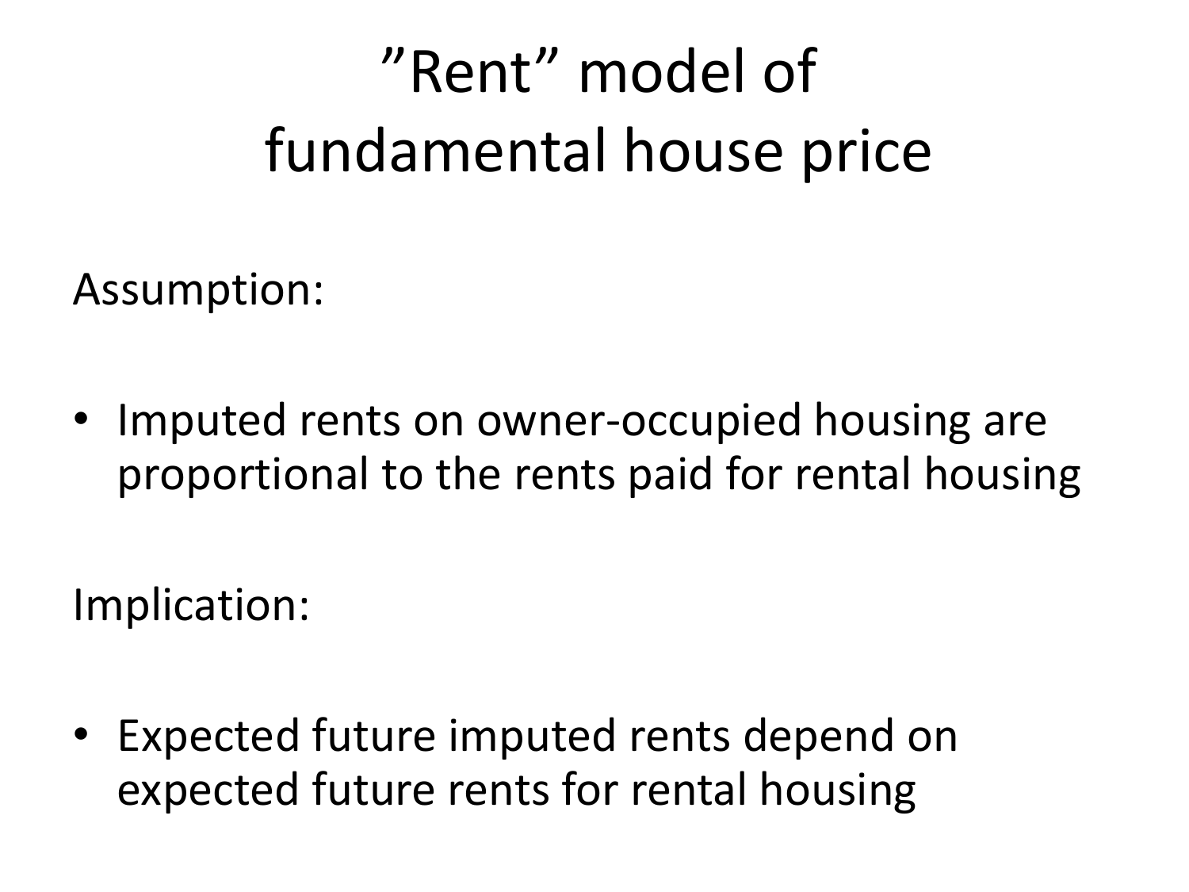# ”Rent” model of fundamental house price

Assumption:

- Imputed rents on owner-occupied housing are proportional to the rents paid for rental housing

Implication:

- Expected future imputed rents depend on expected future rents for rental housing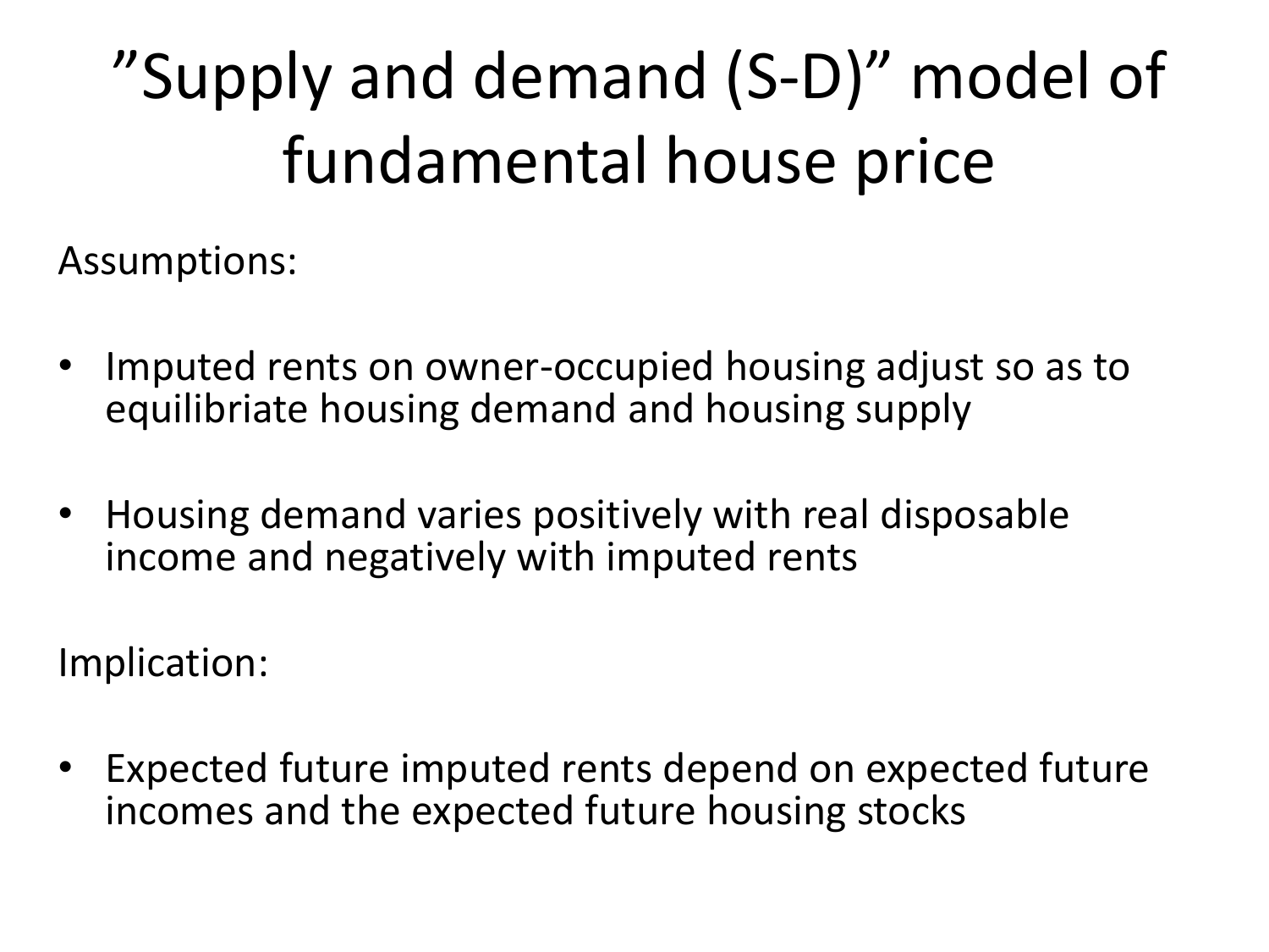# ”Supply and demand (S-D)” model of fundamental house price

Assumptions:

- Imputed rents on owner-occupied housing adjust so as to equilibriate housing demand and housing supply
- Housing demand varies positively with real disposable income and negatively with imputed rents

Implication:

- Expected future imputed rents depend on expected future incomes and the expected future housing stocks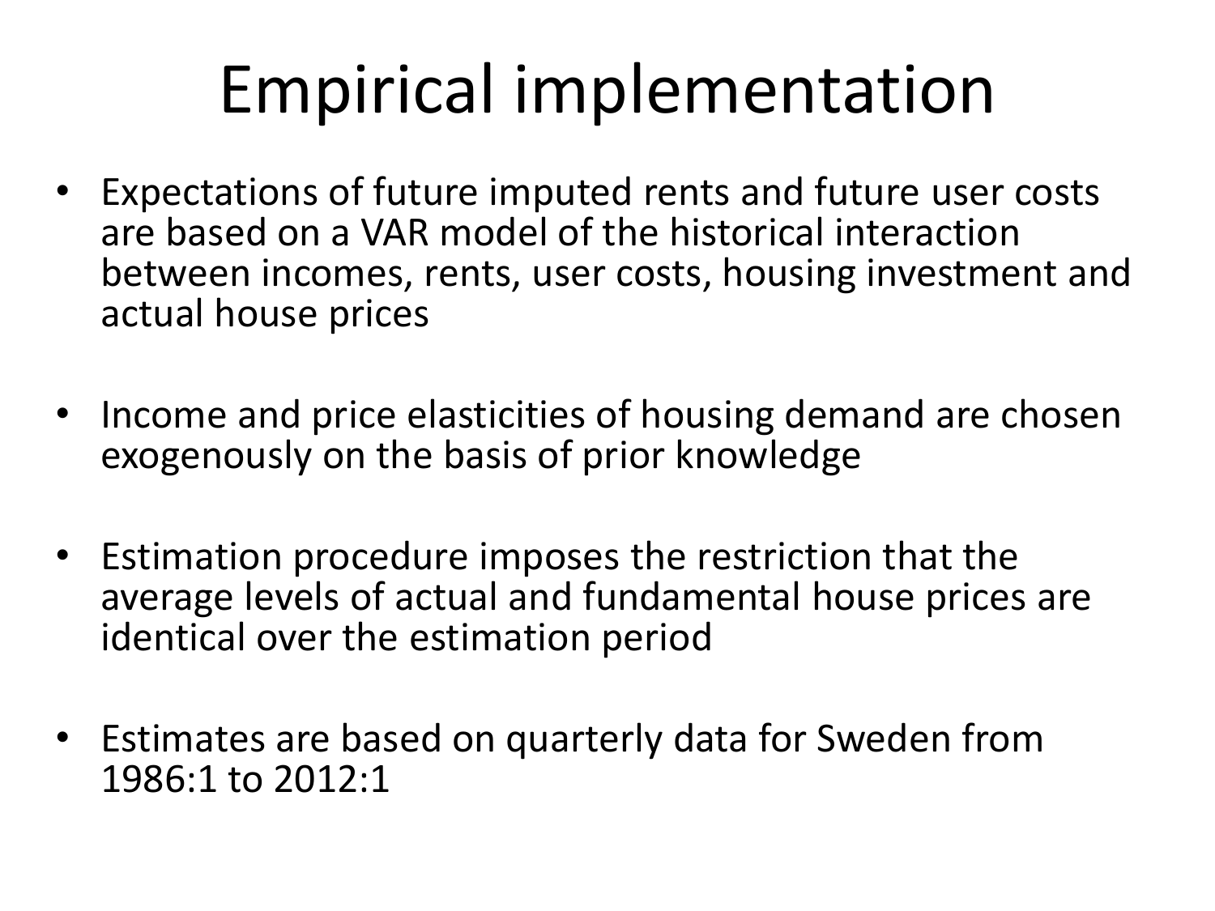# Empirical implementation

- Expectations of future imputed rents and future user costs are based on a VAR model of the historical interaction between incomes, rents, user costs, housing investment and actual house prices
- Income and price elasticities of housing demand are chosen exogenously on the basis of prior knowledge
- Estimation procedure imposes the restriction that the average levels of actual and fundamental house prices are identical over the estimation period
- Estimates are based on quarterly data for Sweden from 1986:1 to 2012:1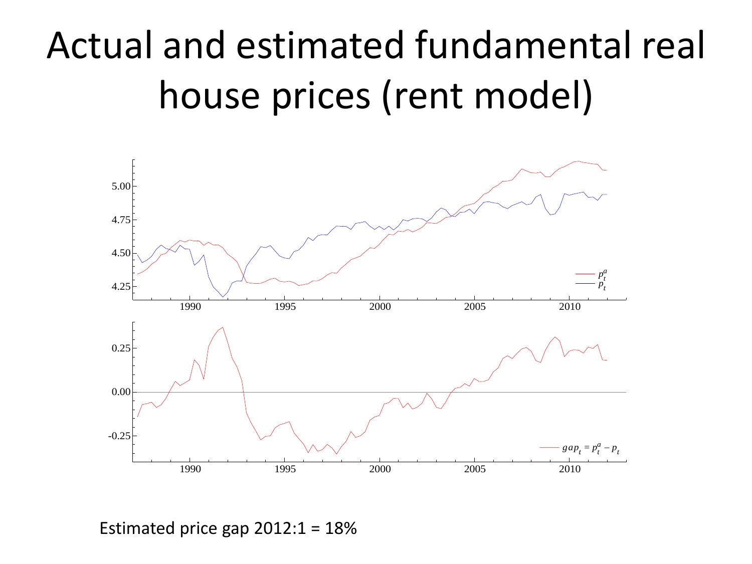# Actual and estimated fundamental real house prices (rent model)

Estimated price gap 2012:1 = 18%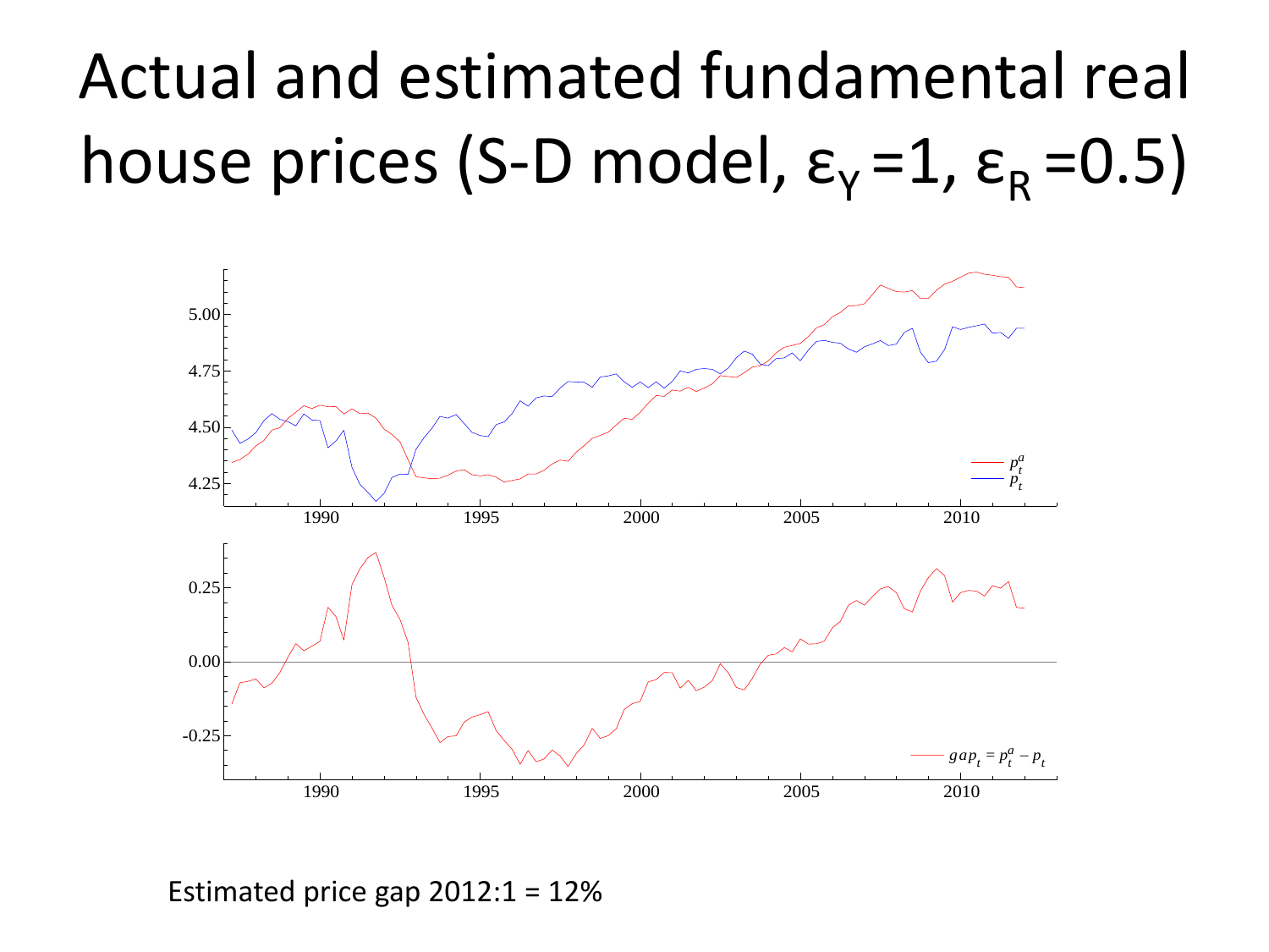# Actual and estimated fundamental real house prices (S-D model, $\varepsilon_Y = 1$, $\varepsilon_R = 0.5$)

Estimated price gap 2012:1 = 12%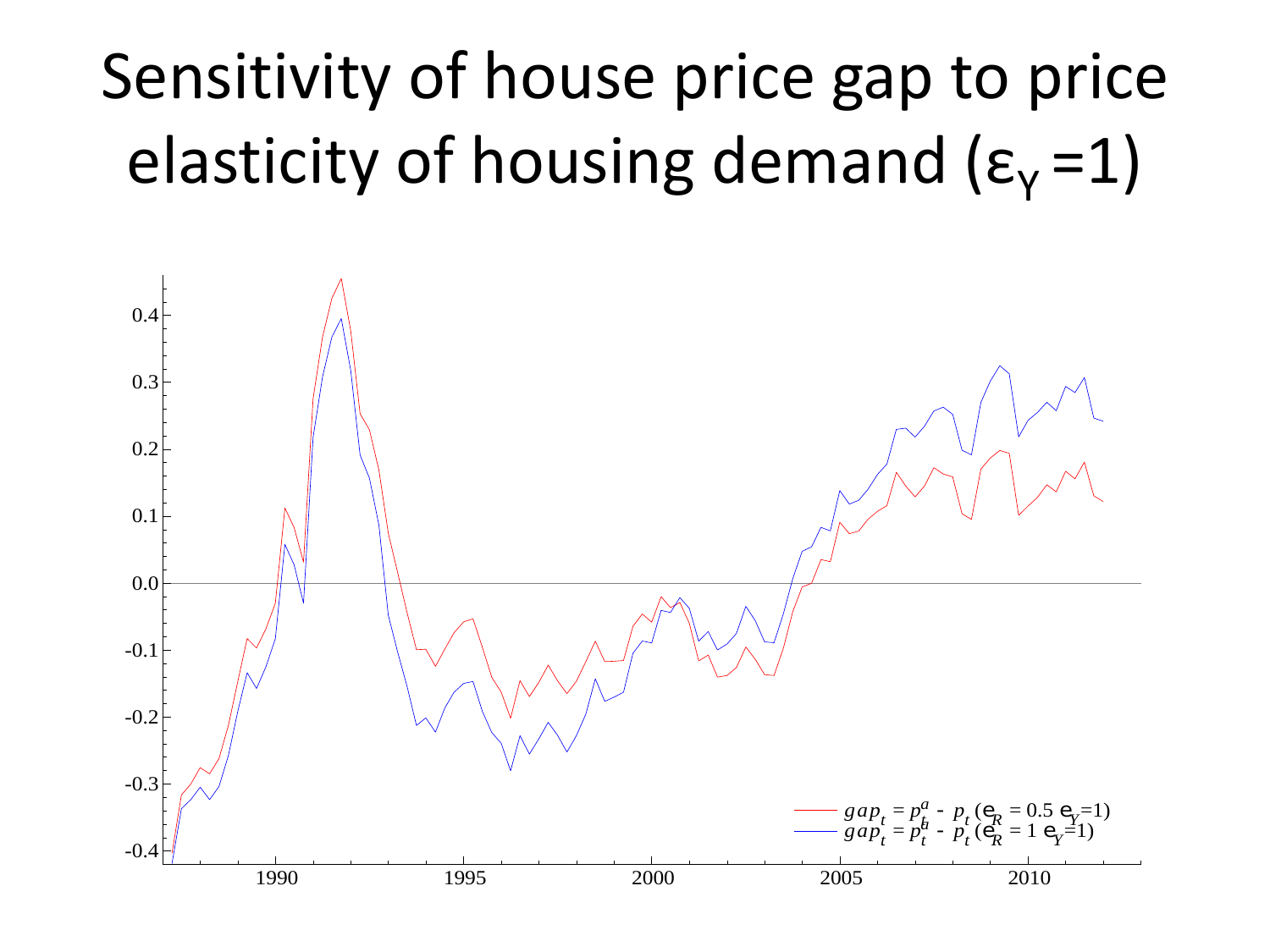# Sensitivity of house price gap to price elasticity of housing demand ($\varepsilon_Y = 1$)

$gap_t = p_t^a - p_t$ ($\varepsilon_R = 0.5$ $\varepsilon_Y = 1$)

$gap_t = p_t^a - p_t$ ($\varepsilon_R = 1$ $\varepsilon_Y = 1$)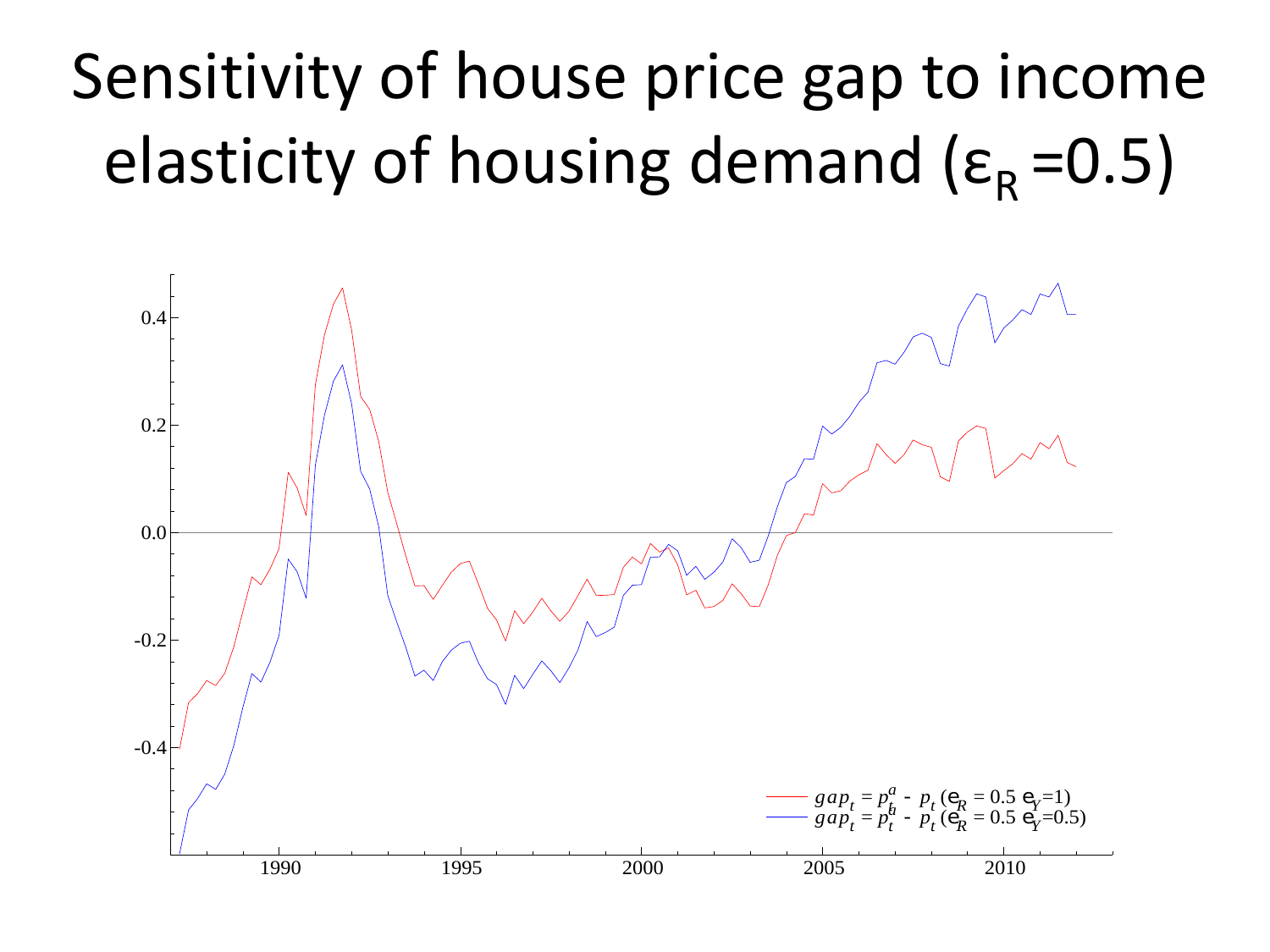# Sensitivity of house price gap to income elasticity of housing demand ($\varepsilon_R$ =0.5)

$gap_t = p_t^a - p_t$ ($\varepsilon_R$ = 0.5 $\varepsilon_Y$=1)

$gap_t = p_t^a - p_t$ ($\varepsilon_R$ = 0.5 $\varepsilon_Y$=0.5)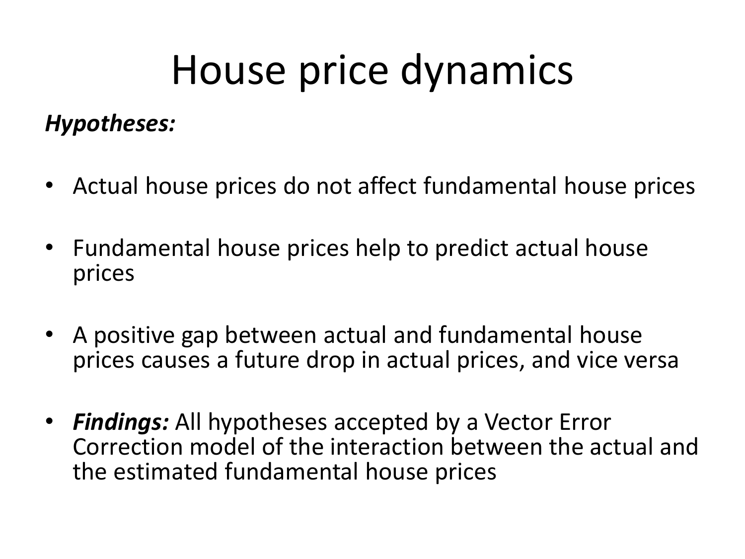# House price dynamics

***Hypotheses:***

- Actual house prices do not affect fundamental house prices
- Fundamental house prices help to predict actual house prices
- A positive gap between actual and fundamental house prices causes a future drop in actual prices, and vice versa
- ***Findings:*** All hypotheses accepted by a Vector Error Correction model of the interaction between the actual and the estimated fundamental house prices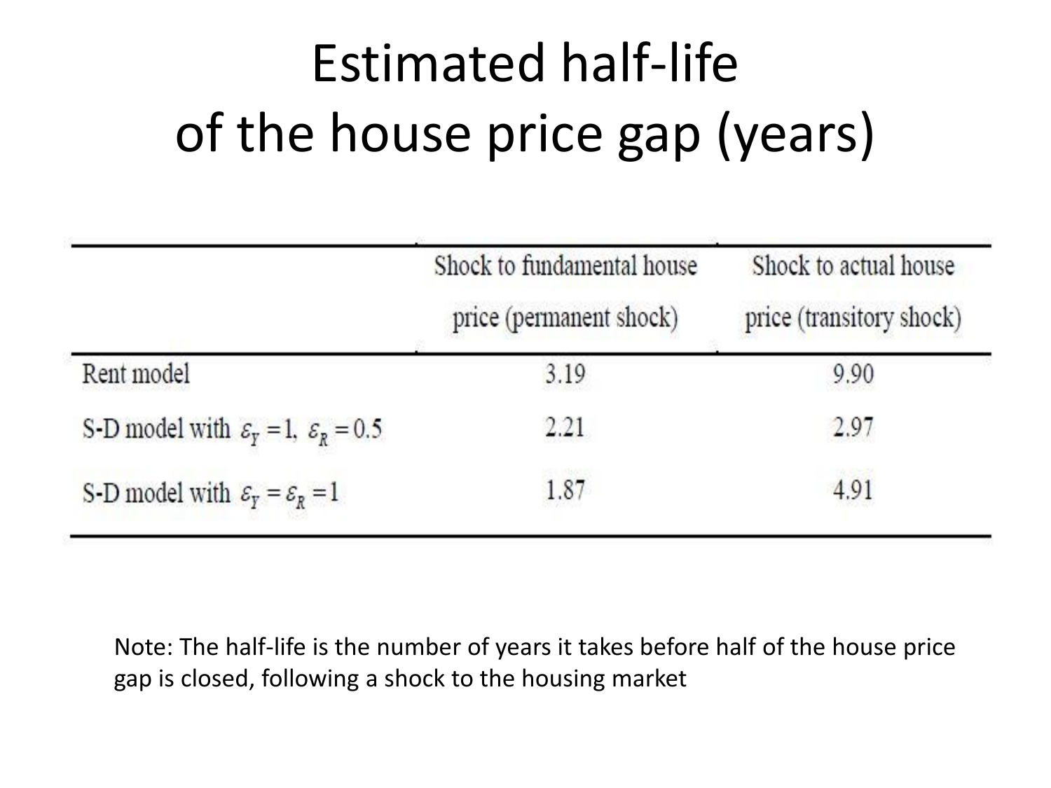# Estimated half-life of the house price gap (years)

| | Shock to fundamental house price (permanent shock) | Shock to actual house price (transitory shock) |
|---|---|---|
| Rent model | 3.19 | 9.90 |
| S-D model with $\varepsilon_Y = 1,\ \varepsilon_R = 0.5$ | 2.21 | 2.97 |
| S-D model with $\varepsilon_Y = \varepsilon_R = 1$ | 1.87 | 4.91 |

Note: The half-life is the number of years it takes before half of the house price gap is closed, following a shock to the housing market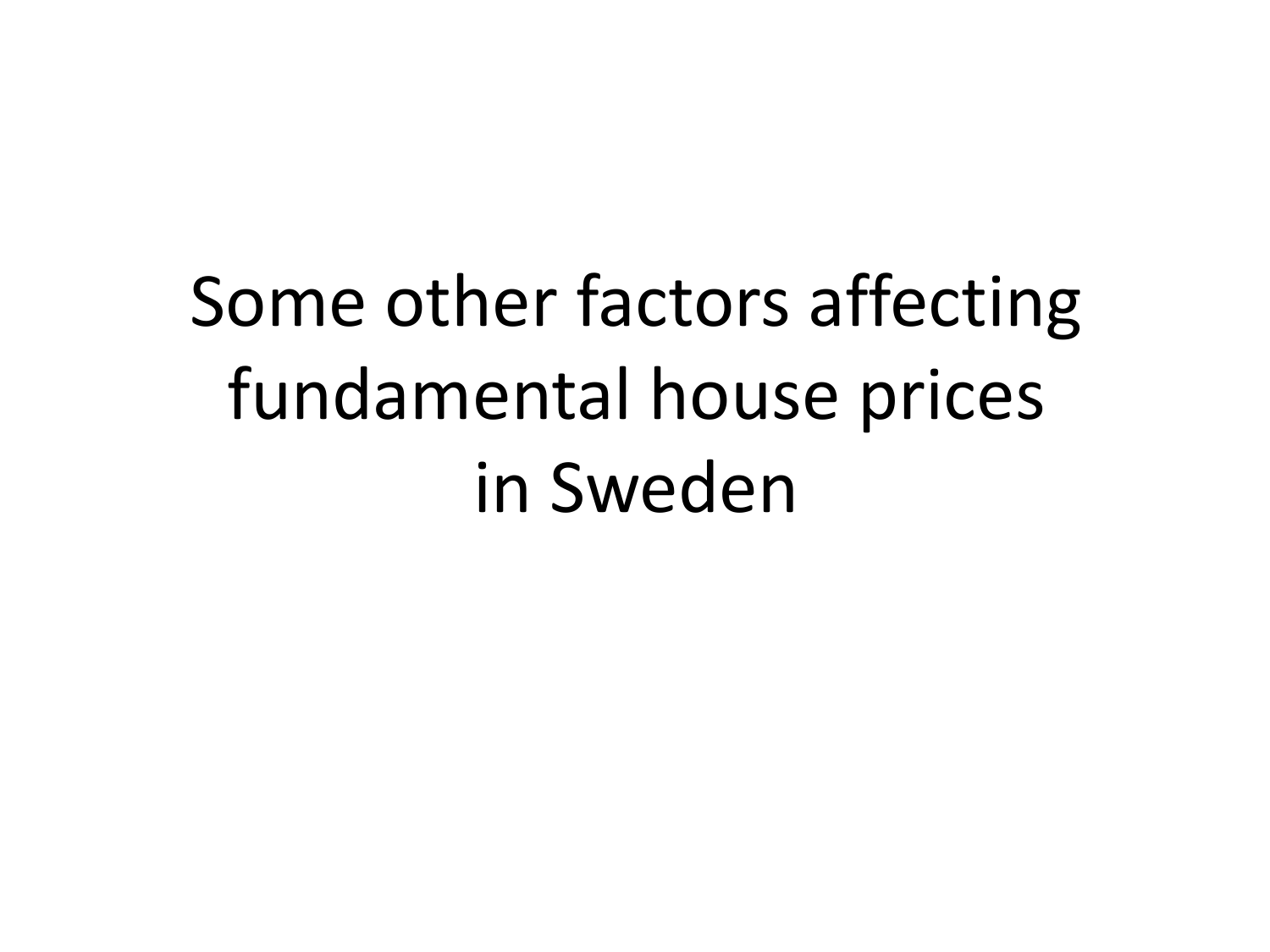# Some other factors affecting fundamental house prices in Sweden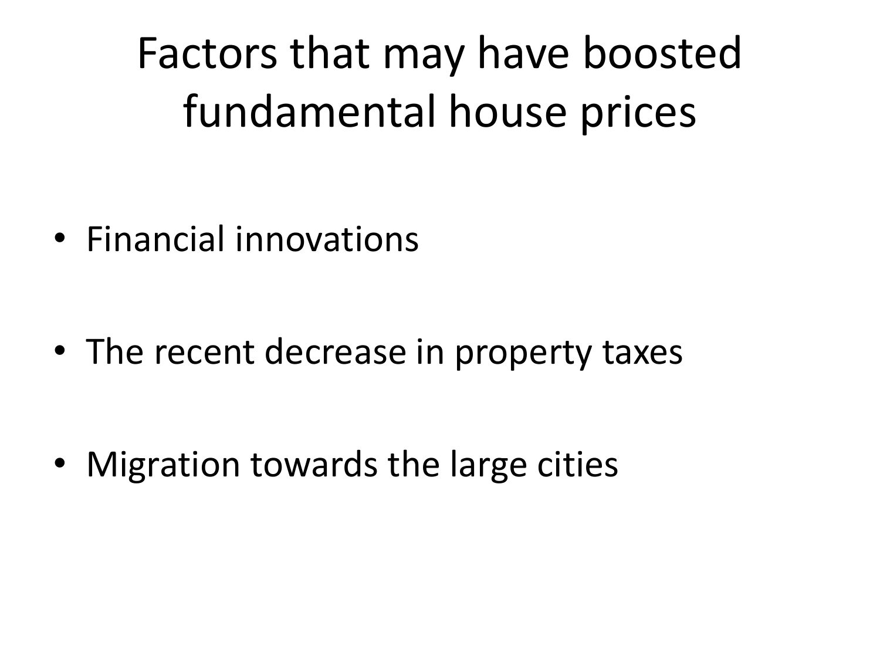# Factors that may have boosted fundamental house prices

- Financial innovations
- The recent decrease in property taxes
- Migration towards the large cities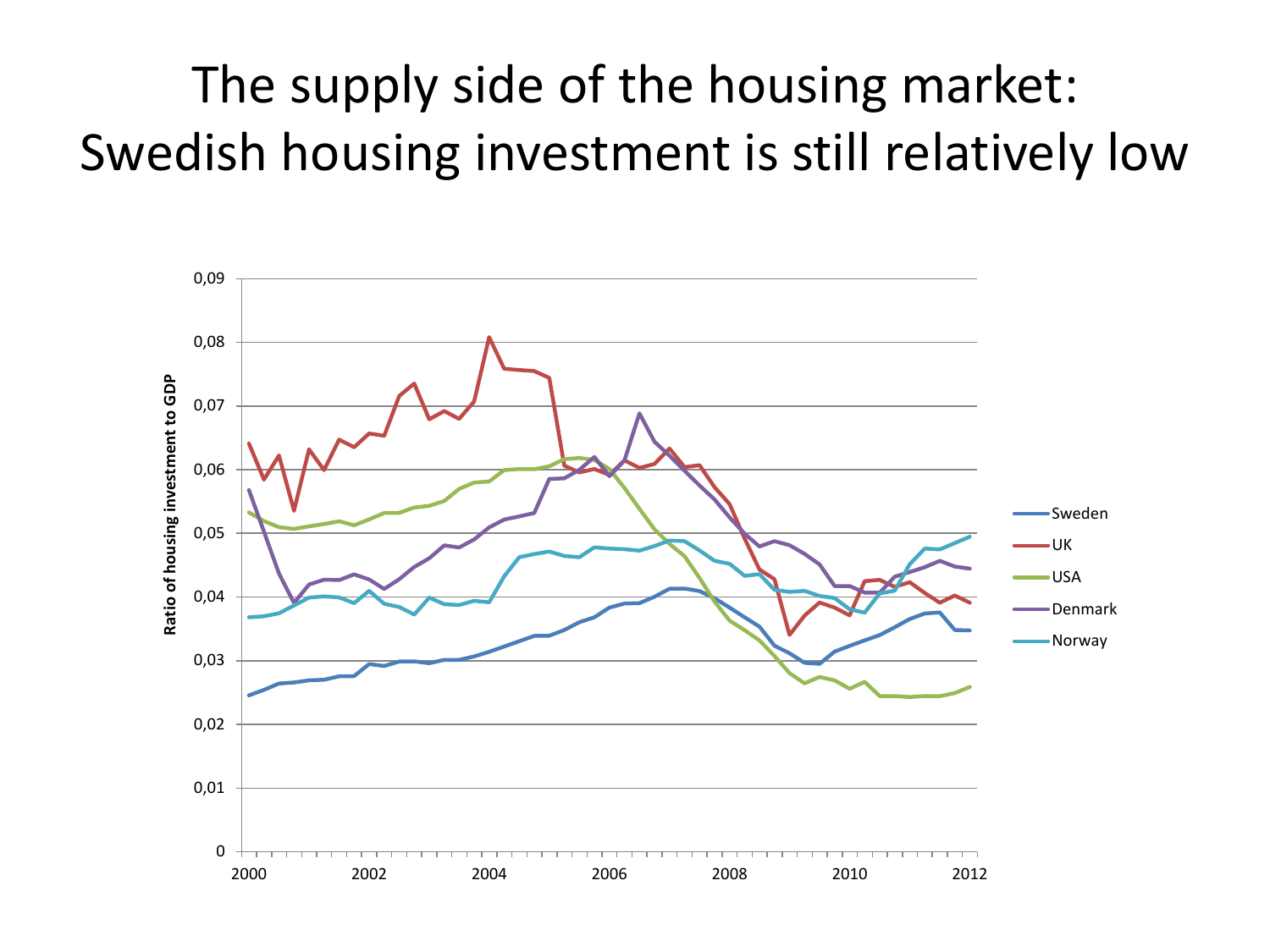# The supply side of the housing market: Swedish housing investment is still relatively low

Ratio of housing investment to GDP

0,09
0,08
0,07
0,06
0,05
0,04
0,03
0,02
0,01
0

2000 2002 2004 2006 2008 2010 2012

Sweden
UK
USA
Denmark
Norway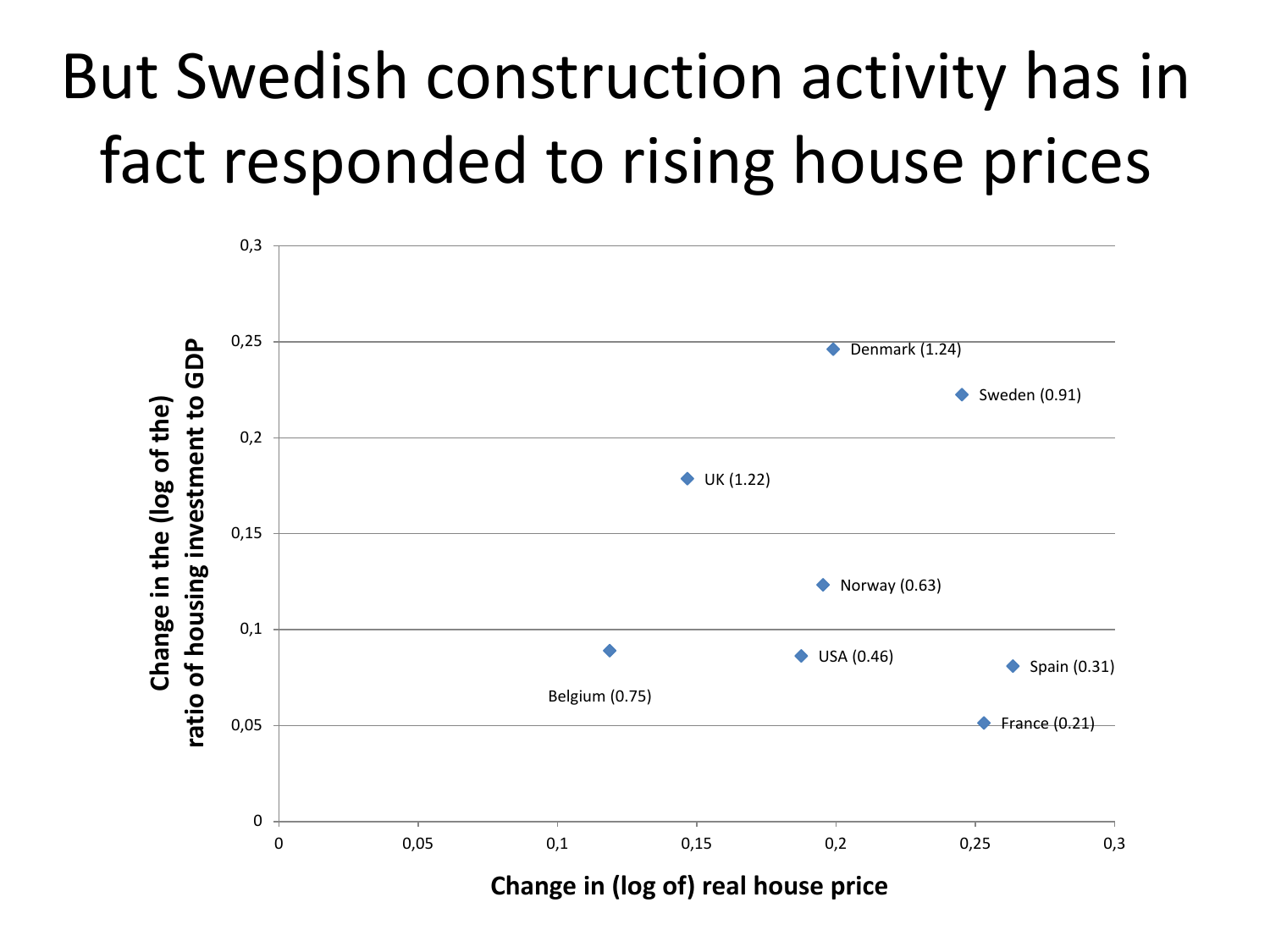# But Swedish construction activity has in fact responded to rising house prices

**Change in the (log of the) ratio of housing investment to GDP**

| Country | Change in (log of) real house price | Change in the (log of the) ratio of housing investment to GDP |
| --- | --- | --- |
| Denmark (1.24) | 0,2 | 0,245 |
| Sweden (0.91) | 0,245 | 0,222 |
| UK (1.22) | 0,147 | 0,178 |
| Norway (0.63) | 0,196 | 0,123 |
| Belgium (0.75) | 0,119 | 0,089 |
| USA (0.46) | 0,188 | 0,086 |
| Spain (0.31) | 0,264 | 0,081 |
| France (0.21) | 0,253 | 0,051 |

**Change in (log of) real house price**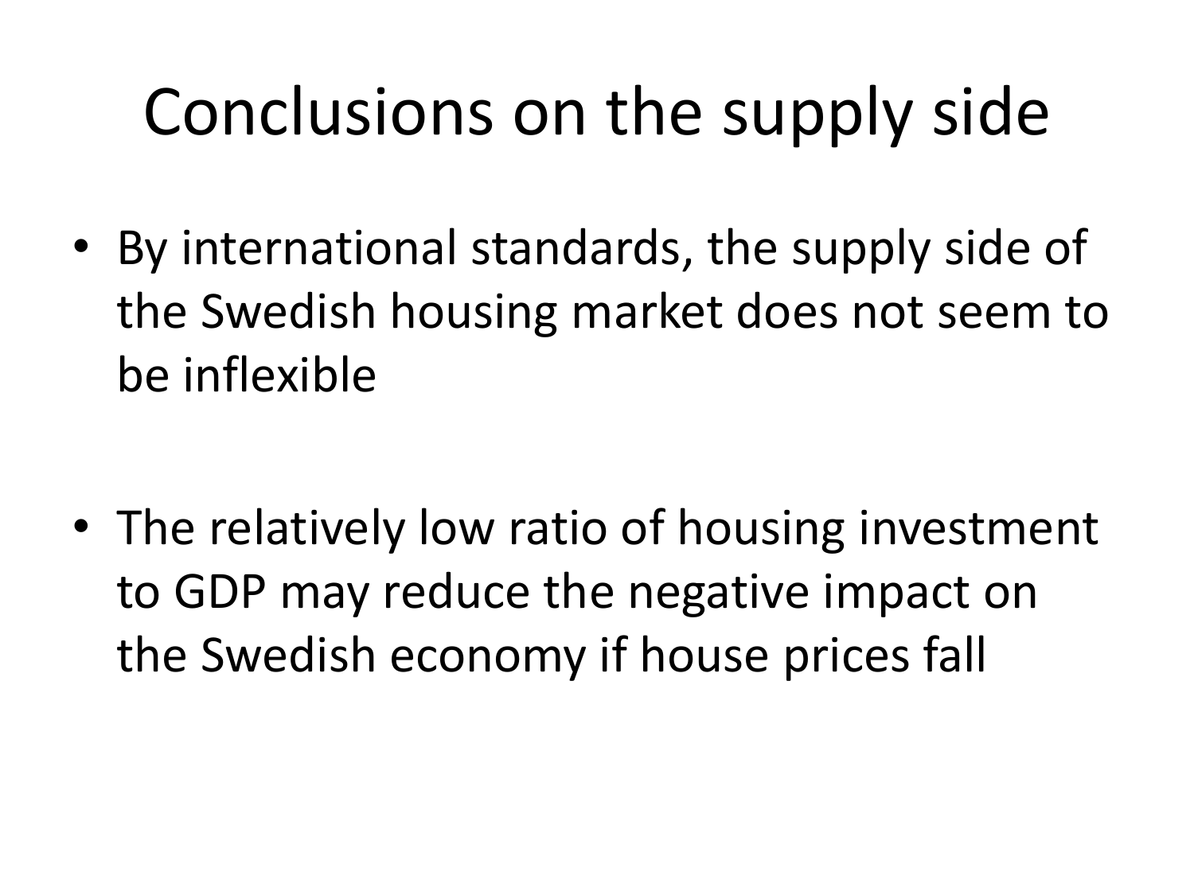# Conclusions on the supply side

- By international standards, the supply side of the Swedish housing market does not seem to be inflexible

- The relatively low ratio of housing investment to GDP may reduce the negative impact on the Swedish economy if house prices fall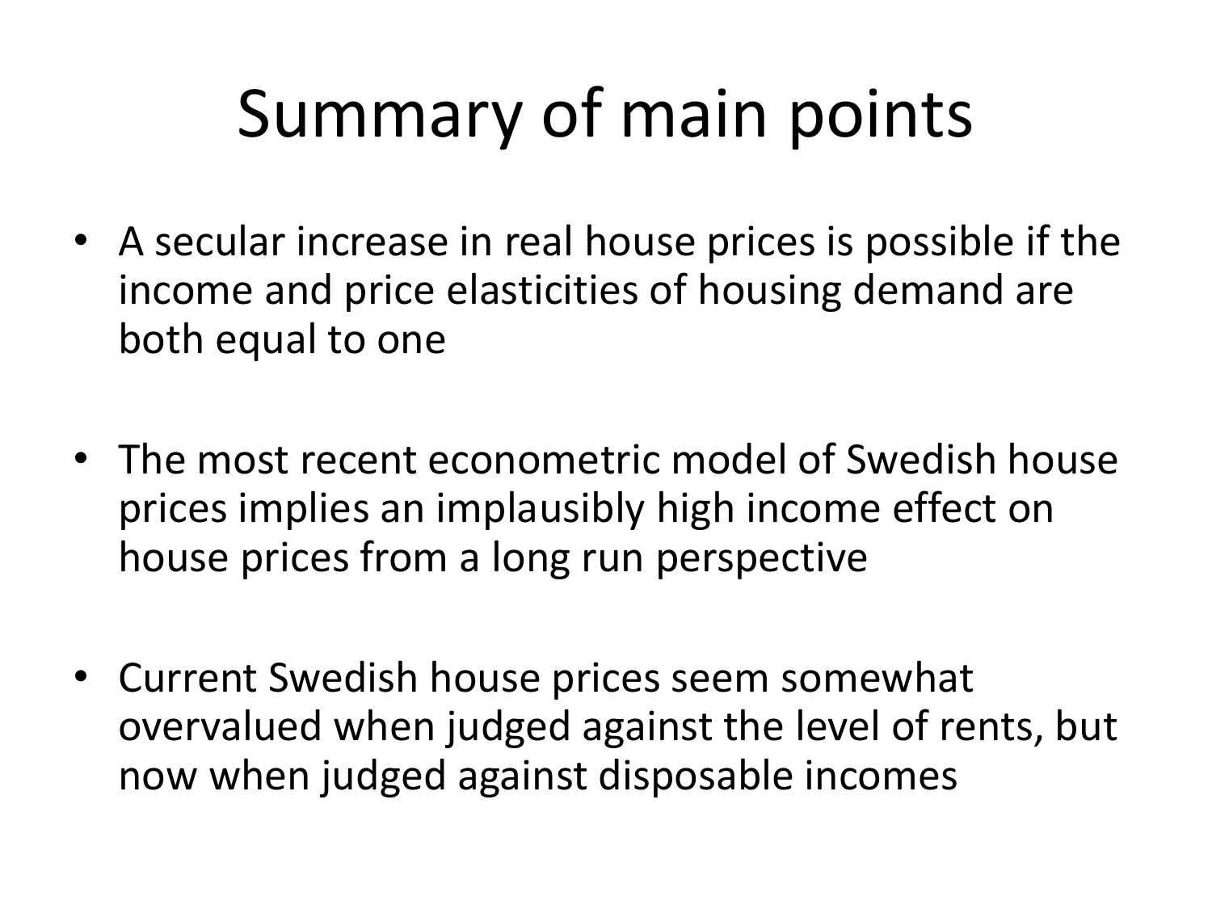# Summary of main points

- A secular increase in real house prices is possible if the income and price elasticities of housing demand are both equal to one

- The most recent econometric model of Swedish house prices implies an implausibly high income effect on house prices from a long run perspective

- Current Swedish house prices seem somewhat overvalued when judged against the level of rents, but now when judged against disposable incomes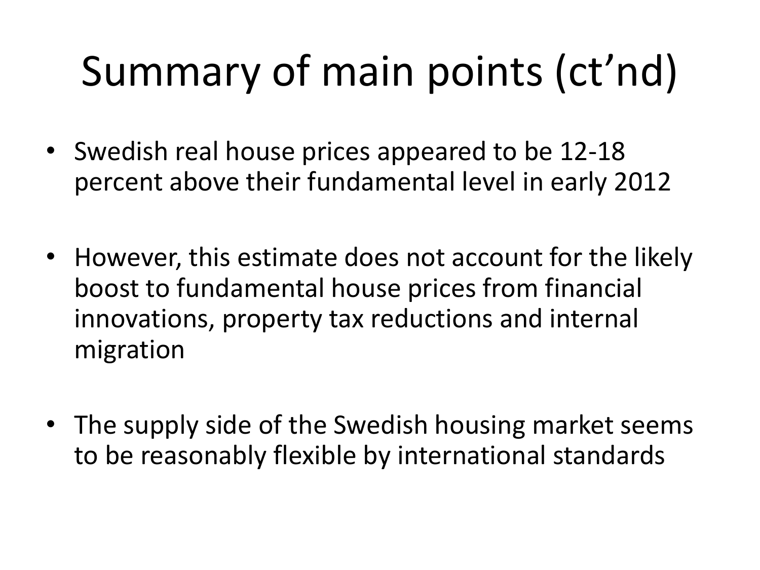# Summary of main points (ct'nd)

- Swedish real house prices appeared to be 12-18 percent above their fundamental level in early 2012
- However, this estimate does not account for the likely boost to fundamental house prices from financial innovations, property tax reductions and internal migration
- The supply side of the Swedish housing market seems to be reasonably flexible by international standards